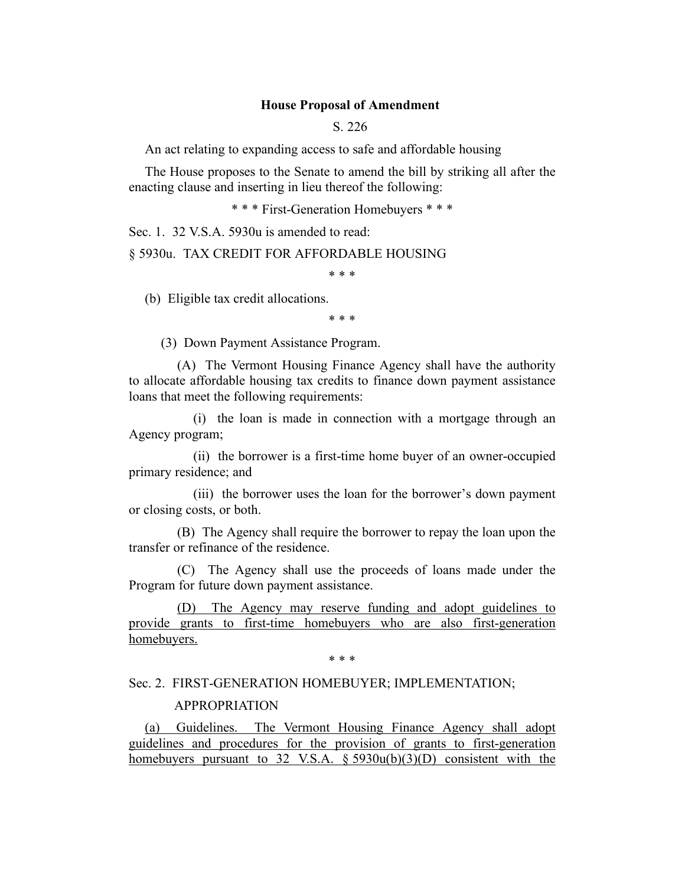**House Proposal of Amendment**

S. 226

An act relating to expanding access to safe and affordable housing

The House proposes to the Senate to amend the bill by striking all after the enacting clause and inserting in lieu thereof the following:

\* \* \* First-Generation Homebuyers \* \* \*

Sec. 1. 32 V.S.A. 5930u is amended to read:

§ 5930u. TAX CREDIT FOR AFFORDABLE HOUSING

\* \* \*

(b) Eligible tax credit allocations.

\* \* \*

(3) Down Payment Assistance Program.

(A) The Vermont Housing Finance Agency shall have the authority to allocate affordable housing tax credits to finance down payment assistance loans that meet the following requirements:

(i) the loan is made in connection with a mortgage through an Agency program;

(ii) the borrower is a first-time home buyer of an owner-occupied primary residence; and

(iii) the borrower uses the loan for the borrower's down payment or closing costs, or both.

(B) The Agency shall require the borrower to repay the loan upon the transfer or refinance of the residence.

(C) The Agency shall use the proceeds of loans made under the Program for future down payment assistance.

<u>(D) The Agency may reserve funding and adopt guidelines to provide grants to first-time homebuyers who are also first-generation homebuyers.</u>

\* \* \*

Sec. 2. FIRST-GENERATION HOMEBUYER; IMPLEMENTATION; APPROPRIATION

<u>(a) Guidelines. The Vermont Housing Finance Agency shall adopt guidelines and procedures for the provision of grants to first-generation homebuyers pursuant to 32 V.S.A. § 5930u(b)(3)(D) consistent with the</u>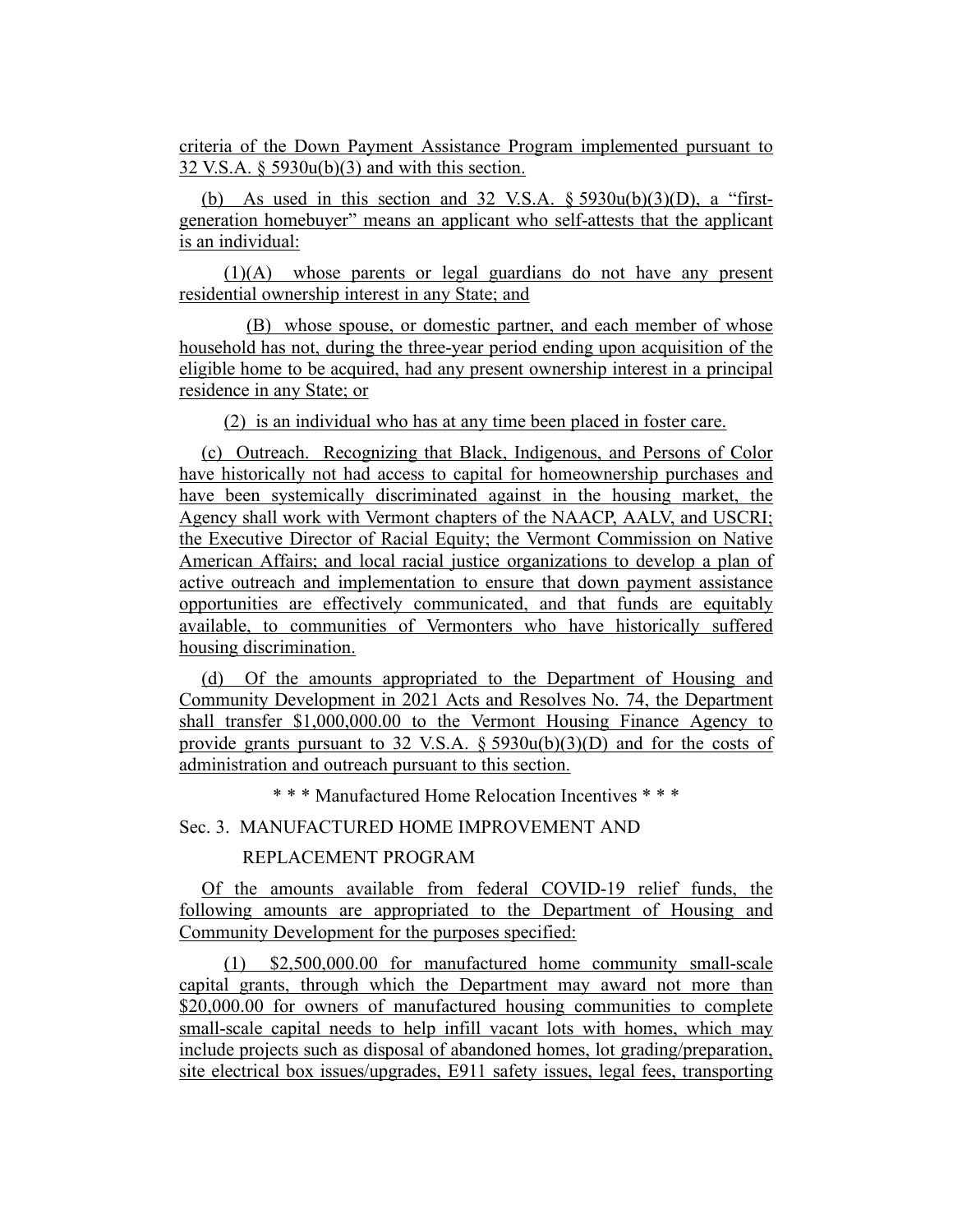criteria of the Down Payment Assistance Program implemented pursuant to 32 V.S.A. § 5930u(b)(3) and with this section.

(b) As used in this section and 32 V.S.A. § 5930u(b)(3)(D), a "first-generation homebuyer" means an applicant who self-attests that the applicant is an individual:

(1)(A) whose parents or legal guardians do not have any present residential ownership interest in any State; and

(B) whose spouse, or domestic partner, and each member of whose household has not, during the three-year period ending upon acquisition of the eligible home to be acquired, had any present ownership interest in a principal residence in any State; or

(2) is an individual who has at any time been placed in foster care.

(c) Outreach. Recognizing that Black, Indigenous, and Persons of Color have historically not had access to capital for homeownership purchases and have been systemically discriminated against in the housing market, the Agency shall work with Vermont chapters of the NAACP, AALV, and USCRI; the Executive Director of Racial Equity; the Vermont Commission on Native American Affairs; and local racial justice organizations to develop a plan of active outreach and implementation to ensure that down payment assistance opportunities are effectively communicated, and that funds are equitably available, to communities of Vermonters who have historically suffered housing discrimination.

(d) Of the amounts appropriated to the Department of Housing and Community Development in 2021 Acts and Resolves No. 74, the Department shall transfer $1,000,000.00 to the Vermont Housing Finance Agency to provide grants pursuant to 32 V.S.A. § 5930u(b)(3)(D) and for the costs of administration and outreach pursuant to this section.

\* \* \* Manufactured Home Relocation Incentives \* \* \*

Sec. 3. MANUFACTURED HOME IMPROVEMENT AND REPLACEMENT PROGRAM

Of the amounts available from federal COVID-19 relief funds, the following amounts are appropriated to the Department of Housing and Community Development for the purposes specified:

(1) $2,500,000.00 for manufactured home community small-scale capital grants, through which the Department may award not more than $20,000.00 for owners of manufactured housing communities to complete small-scale capital needs to help infill vacant lots with homes, which may include projects such as disposal of abandoned homes, lot grading/preparation, site electrical box issues/upgrades, E911 safety issues, legal fees, transporting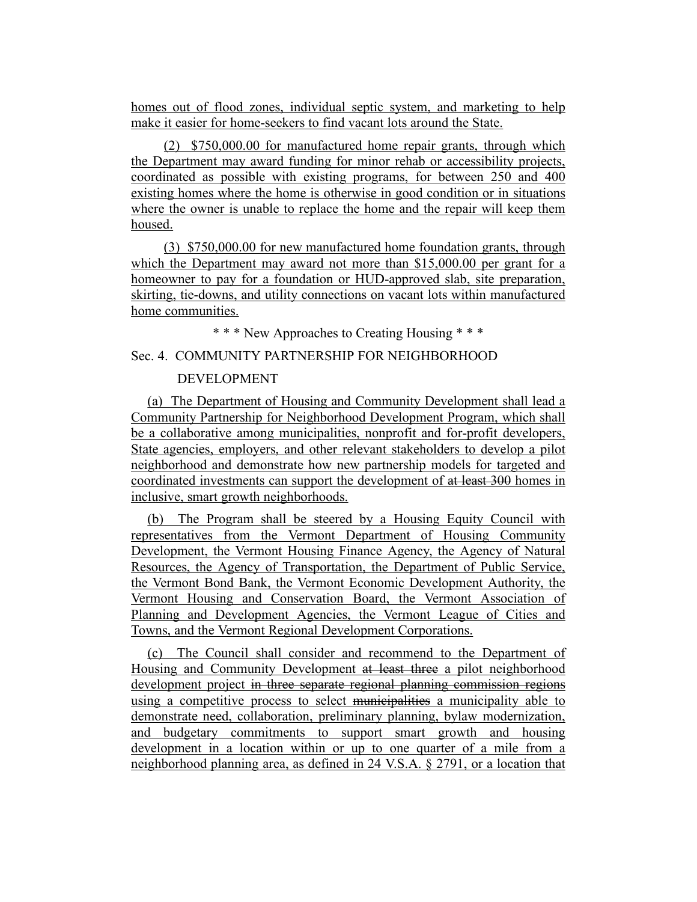homes out of flood zones, individual septic system, and marketing to help make it easier for home-seekers to find vacant lots around the State.

(2) $750,000.00 for manufactured home repair grants, through which the Department may award funding for minor rehab or accessibility projects, coordinated as possible with existing programs, for between 250 and 400 existing homes where the home is otherwise in good condition or in situations where the owner is unable to replace the home and the repair will keep them housed.

(3) $750,000.00 for new manufactured home foundation grants, through which the Department may award not more than $15,000.00 per grant for a homeowner to pay for a foundation or HUD-approved slab, site preparation, skirting, tie-downs, and utility connections on vacant lots within manufactured home communities.

\* \* \* New Approaches to Creating Housing \* \* \*

Sec. 4. COMMUNITY PARTNERSHIP FOR NEIGHBORHOOD DEVELOPMENT

(a) The Department of Housing and Community Development shall lead a Community Partnership for Neighborhood Development Program, which shall be a collaborative among municipalities, nonprofit and for-profit developers, State agencies, employers, and other relevant stakeholders to develop a pilot neighborhood and demonstrate how new partnership models for targeted and coordinated investments can support the development of ~~at least 300~~ homes in inclusive, smart growth neighborhoods.

(b) The Program shall be steered by a Housing Equity Council with representatives from the Vermont Department of Housing Community Development, the Vermont Housing Finance Agency, the Agency of Natural Resources, the Agency of Transportation, the Department of Public Service, the Vermont Bond Bank, the Vermont Economic Development Authority, the Vermont Housing and Conservation Board, the Vermont Association of Planning and Development Agencies, the Vermont League of Cities and Towns, and the Vermont Regional Development Corporations.

(c) The Council shall consider and recommend to the Department of Housing and Community Development ~~at least three~~ a pilot neighborhood development project ~~in three separate regional planning commission regions~~ using a competitive process to select ~~municipalities~~ a municipality able to demonstrate need, collaboration, preliminary planning, bylaw modernization, and budgetary commitments to support smart growth and housing development in a location within or up to one quarter of a mile from a neighborhood planning area, as defined in 24 V.S.A. § 2791, or a location that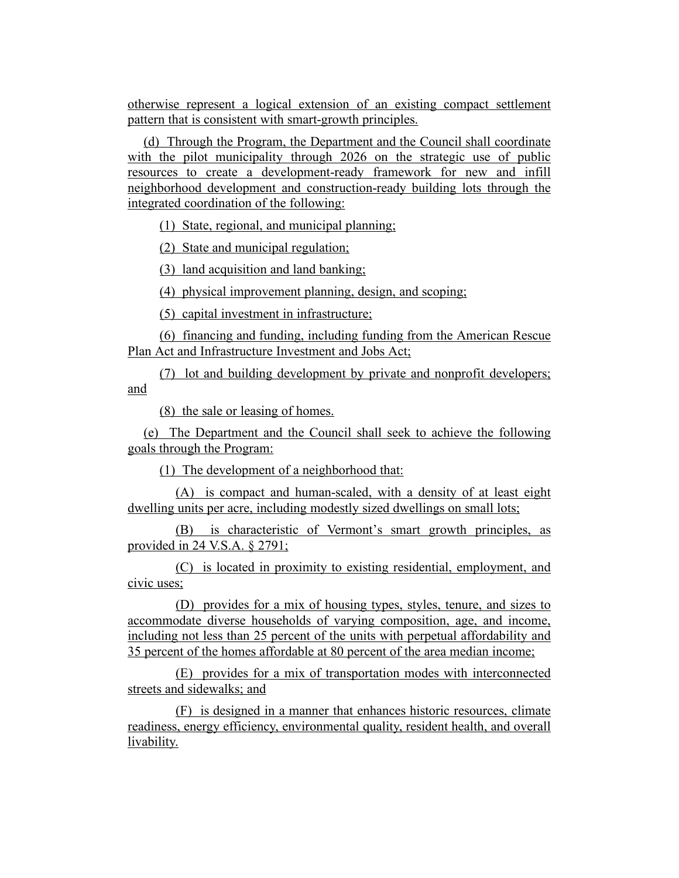otherwise represent a logical extension of an existing compact settlement pattern that is consistent with smart-growth principles.

(d) Through the Program, the Department and the Council shall coordinate with the pilot municipality through 2026 on the strategic use of public resources to create a development-ready framework for new and infill neighborhood development and construction-ready building lots through the integrated coordination of the following:

(1) State, regional, and municipal planning;

(2) State and municipal regulation;

(3) land acquisition and land banking;

(4) physical improvement planning, design, and scoping;

(5) capital investment in infrastructure;

(6) financing and funding, including funding from the American Rescue Plan Act and Infrastructure Investment and Jobs Act;

(7) lot and building development by private and nonprofit developers; and

(8) the sale or leasing of homes.

(e) The Department and the Council shall seek to achieve the following goals through the Program:

(1) The development of a neighborhood that:

(A) is compact and human-scaled, with a density of at least eight dwelling units per acre, including modestly sized dwellings on small lots;

(B) is characteristic of Vermont's smart growth principles, as provided in 24 V.S.A. § 2791;

(C) is located in proximity to existing residential, employment, and civic uses;

(D) provides for a mix of housing types, styles, tenure, and sizes to accommodate diverse households of varying composition, age, and income, including not less than 25 percent of the units with perpetual affordability and 35 percent of the homes affordable at 80 percent of the area median income;

(E) provides for a mix of transportation modes with interconnected streets and sidewalks; and

(F) is designed in a manner that enhances historic resources, climate readiness, energy efficiency, environmental quality, resident health, and overall livability.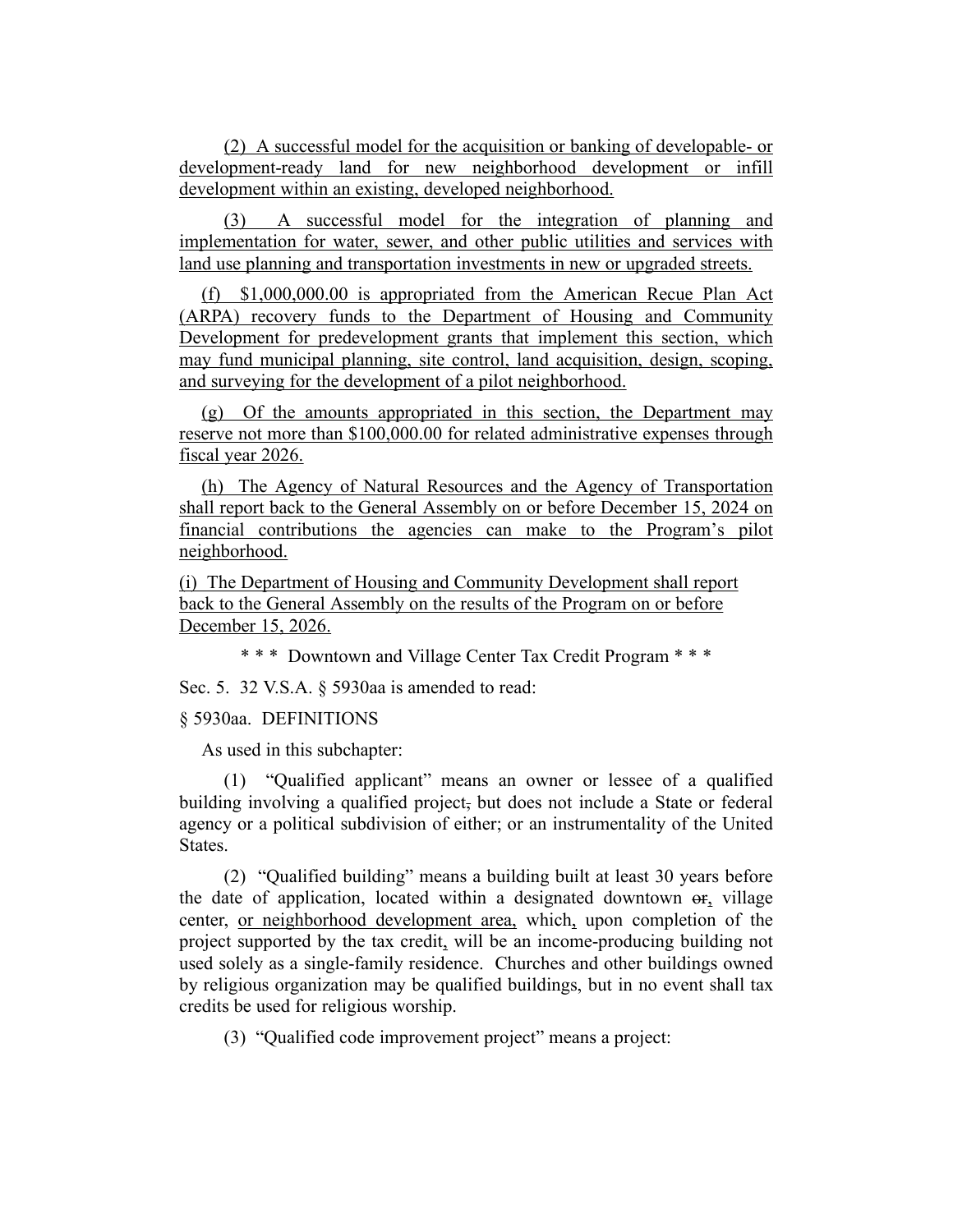(2) A successful model for the acquisition or banking of developable- or development-ready land for new neighborhood development or infill development within an existing, developed neighborhood.

(3) A successful model for the integration of planning and implementation for water, sewer, and other public utilities and services with land use planning and transportation investments in new or upgraded streets.

(f) $1,000,000.00 is appropriated from the American Recue Plan Act (ARPA) recovery funds to the Department of Housing and Community Development for predevelopment grants that implement this section, which may fund municipal planning, site control, land acquisition, design, scoping, and surveying for the development of a pilot neighborhood.

(g) Of the amounts appropriated in this section, the Department may reserve not more than $100,000.00 for related administrative expenses through fiscal year 2026.

(h) The Agency of Natural Resources and the Agency of Transportation shall report back to the General Assembly on or before December 15, 2024 on financial contributions the agencies can make to the Program's pilot neighborhood.

(i) The Department of Housing and Community Development shall report back to the General Assembly on the results of the Program on or before December 15, 2026.

\* \* \* Downtown and Village Center Tax Credit Program \* \* \*

Sec. 5. 32 V.S.A. § 5930aa is amended to read:

§ 5930aa. DEFINITIONS

As used in this subchapter:

(1) "Qualified applicant" means an owner or lessee of a qualified building involving a qualified project, but does not include a State or federal agency or a political subdivision of either; or an instrumentality of the United States.

(2) "Qualified building" means a building built at least 30 years before the date of application, located within a designated downtown ~~or~~, village center, or neighborhood development area, which, upon completion of the project supported by the tax credit, will be an income-producing building not used solely as a single-family residence. Churches and other buildings owned by religious organization may be qualified buildings, but in no event shall tax credits be used for religious worship.

(3) "Qualified code improvement project" means a project: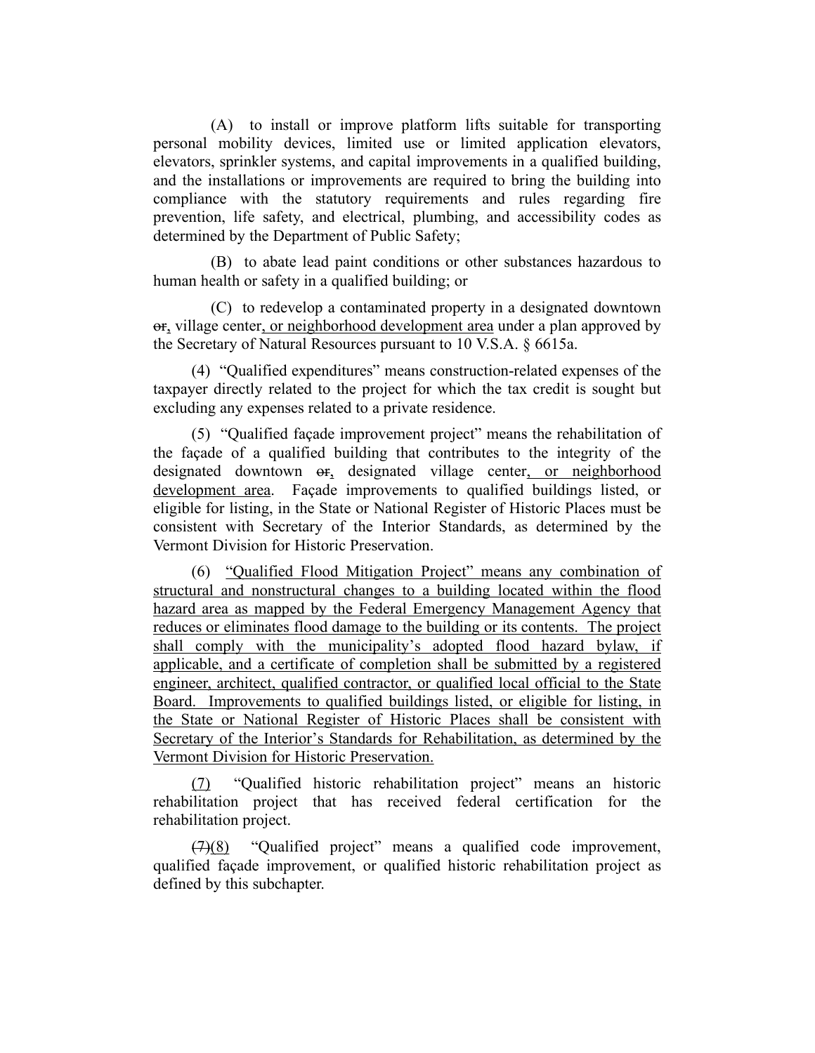(A) to install or improve platform lifts suitable for transporting personal mobility devices, limited use or limited application elevators, elevators, sprinkler systems, and capital improvements in a qualified building, and the installations or improvements are required to bring the building into compliance with the statutory requirements and rules regarding fire prevention, life safety, and electrical, plumbing, and accessibility codes as determined by the Department of Public Safety;

(B) to abate lead paint conditions or other substances hazardous to human health or safety in a qualified building; or

(C) to redevelop a contaminated property in a designated downtown ~~or~~, village center, or neighborhood development area under a plan approved by the Secretary of Natural Resources pursuant to 10 V.S.A. § 6615a.

(4) "Qualified expenditures" means construction-related expenses of the taxpayer directly related to the project for which the tax credit is sought but excluding any expenses related to a private residence.

(5) "Qualified façade improvement project" means the rehabilitation of the façade of a qualified building that contributes to the integrity of the designated downtown ~~or~~, designated village center, or neighborhood development area. Façade improvements to qualified buildings listed, or eligible for listing, in the State or National Register of Historic Places must be consistent with Secretary of the Interior Standards, as determined by the Vermont Division for Historic Preservation.

(6) "Qualified Flood Mitigation Project" means any combination of structural and nonstructural changes to a building located within the flood hazard area as mapped by the Federal Emergency Management Agency that reduces or eliminates flood damage to the building or its contents. The project shall comply with the municipality's adopted flood hazard bylaw, if applicable, and a certificate of completion shall be submitted by a registered engineer, architect, qualified contractor, or qualified local official to the State Board. Improvements to qualified buildings listed, or eligible for listing, in the State or National Register of Historic Places shall be consistent with Secretary of the Interior's Standards for Rehabilitation, as determined by the Vermont Division for Historic Preservation.

(7) "Qualified historic rehabilitation project" means an historic rehabilitation project that has received federal certification for the rehabilitation project.

~~(7)~~(8) "Qualified project" means a qualified code improvement, qualified façade improvement, or qualified historic rehabilitation project as defined by this subchapter.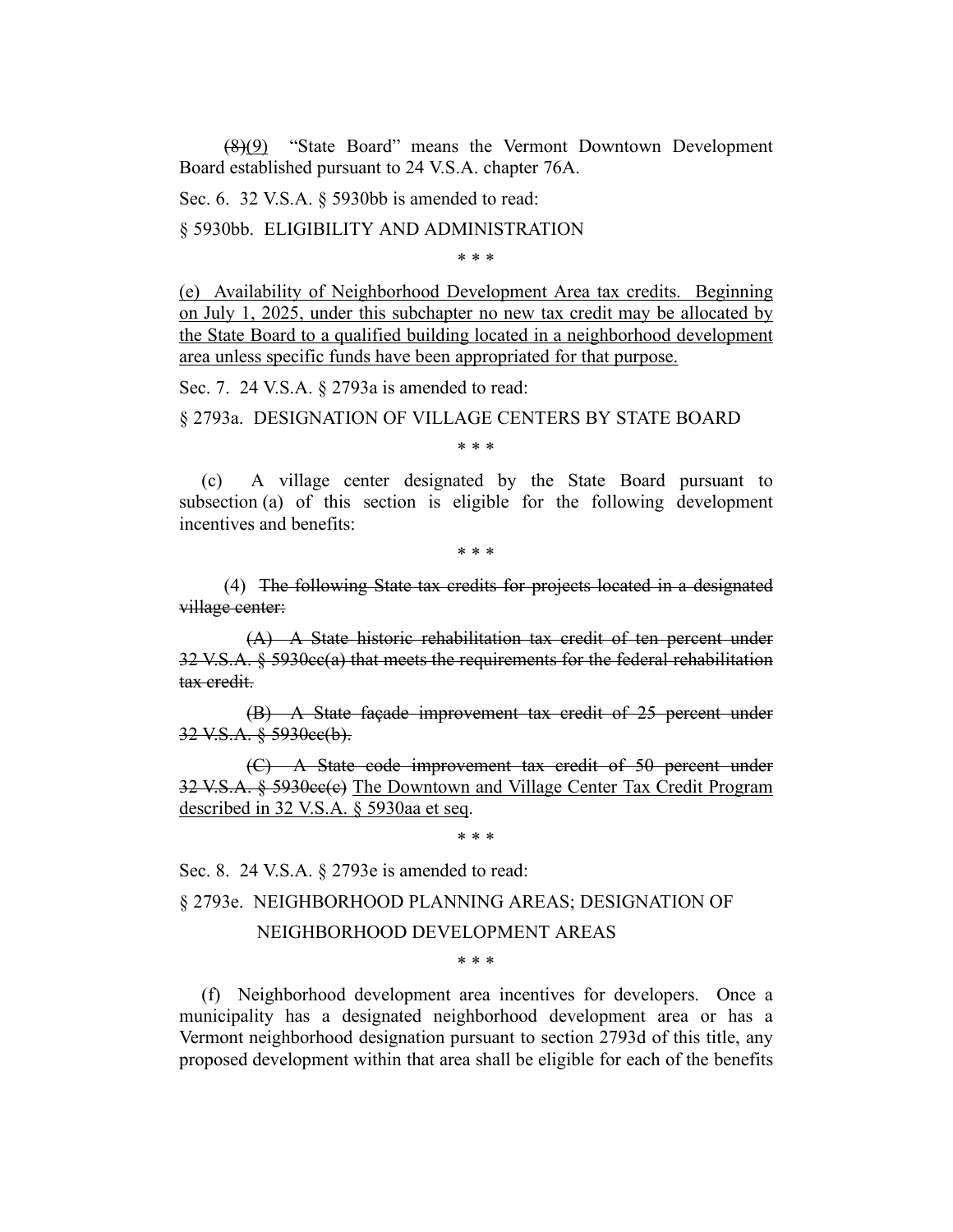~~(8)~~(9) "State Board" means the Vermont Downtown Development Board established pursuant to 24 V.S.A. chapter 76A.

Sec. 6. 32 V.S.A. § 5930bb is amended to read:

§ 5930bb. ELIGIBILITY AND ADMINISTRATION

\* \* \*

<u>(e) Availability of Neighborhood Development Area tax credits. Beginning on July 1, 2025, under this subchapter no new tax credit may be allocated by the State Board to a qualified building located in a neighborhood development area unless specific funds have been appropriated for that purpose.</u>

Sec. 7. 24 V.S.A. § 2793a is amended to read:

§ 2793a. DESIGNATION OF VILLAGE CENTERS BY STATE BOARD

\* \* \*

(c) A village center designated by the State Board pursuant to subsection (a) of this section is eligible for the following development incentives and benefits:

\* \* \*

(4) ~~The following State tax credits for projects located in a designated village center:~~

~~(A) A State historic rehabilitation tax credit of ten percent under 32 V.S.A. § 5930cc(a) that meets the requirements for the federal rehabilitation tax credit.~~

~~(B) A State façade improvement tax credit of 25 percent under 32 V.S.A. § 5930cc(b).~~

~~(C) A State code improvement tax credit of 50 percent under 32 V.S.A. § 5930cc(c)~~ <u>The Downtown and Village Center Tax Credit Program described in 32 V.S.A. § 5930aa et seq</u>.

\* \* \*

Sec. 8. 24 V.S.A. § 2793e is amended to read:

§ 2793e. NEIGHBORHOOD PLANNING AREAS; DESIGNATION OF NEIGHBORHOOD DEVELOPMENT AREAS

\* \* \*

(f) Neighborhood development area incentives for developers. Once a municipality has a designated neighborhood development area or has a Vermont neighborhood designation pursuant to section 2793d of this title, any proposed development within that area shall be eligible for each of the benefits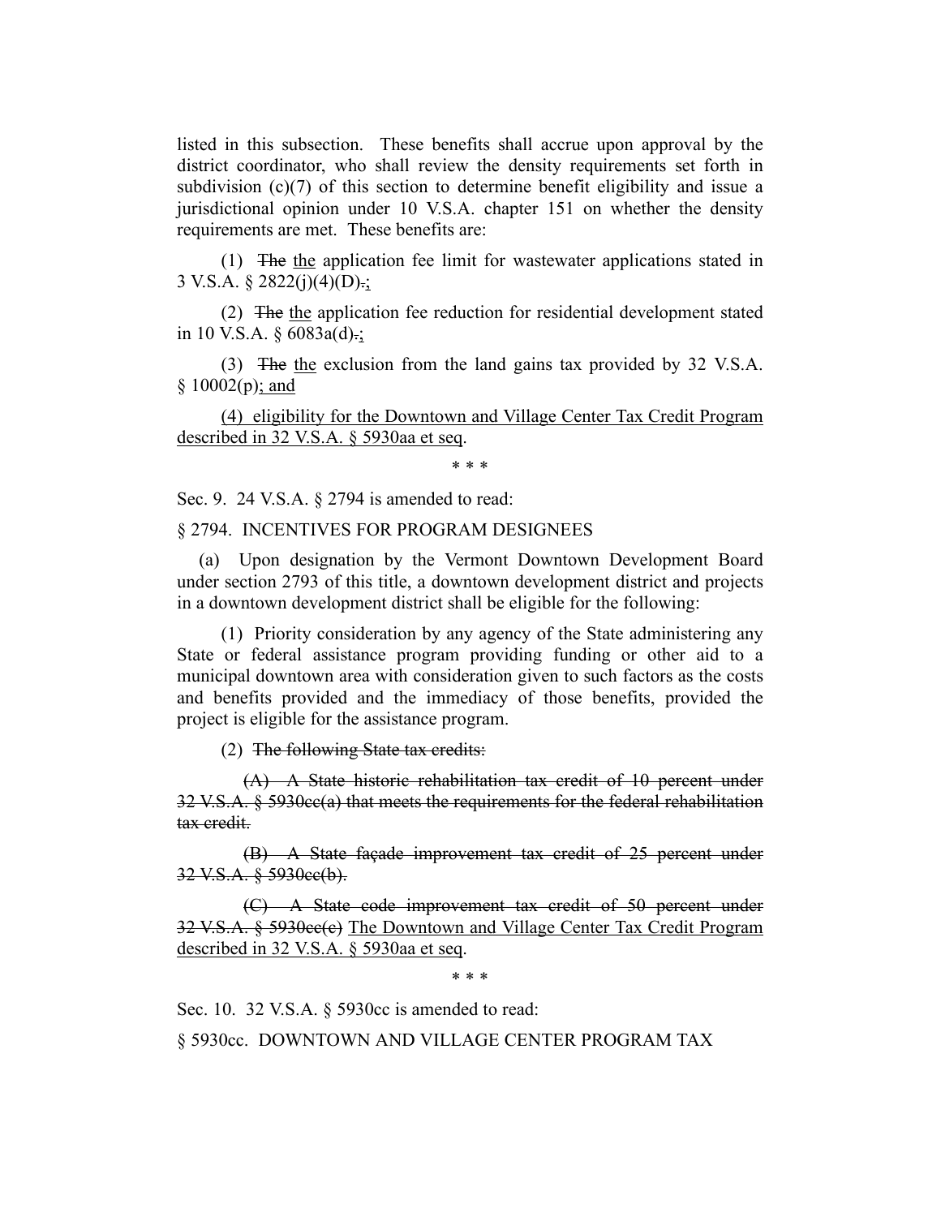listed in this subsection. These benefits shall accrue upon approval by the district coordinator, who shall review the density requirements set forth in subdivision (c)(7) of this section to determine benefit eligibility and issue a jurisdictional opinion under 10 V.S.A. chapter 151 on whether the density requirements are met. These benefits are:

(1) ~~The~~ the application fee limit for wastewater applications stated in 3 V.S.A. § 2822(j)(4)(D)~~.~~;

(2) ~~The~~ the application fee reduction for residential development stated in 10 V.S.A. § 6083a(d)~~.~~;

(3) ~~The~~ the exclusion from the land gains tax provided by 32 V.S.A. § 10002(p); and

(4) eligibility for the Downtown and Village Center Tax Credit Program described in 32 V.S.A. § 5930aa et seq.

\* \* \*

Sec. 9. 24 V.S.A. § 2794 is amended to read:

§ 2794. INCENTIVES FOR PROGRAM DESIGNEES

(a) Upon designation by the Vermont Downtown Development Board under section 2793 of this title, a downtown development district and projects in a downtown development district shall be eligible for the following:

(1) Priority consideration by any agency of the State administering any State or federal assistance program providing funding or other aid to a municipal downtown area with consideration given to such factors as the costs and benefits provided and the immediacy of those benefits, provided the project is eligible for the assistance program.

(2) ~~The following State tax credits:~~

~~(A) A State historic rehabilitation tax credit of 10 percent under 32 V.S.A. § 5930cc(a) that meets the requirements for the federal rehabilitation tax credit.~~

~~(B) A State façade improvement tax credit of 25 percent under 32 V.S.A. § 5930cc(b).~~

~~(C) A State code improvement tax credit of 50 percent under 32 V.S.A. § 5930cc(c)~~ The Downtown and Village Center Tax Credit Program described in 32 V.S.A. § 5930aa et seq.

\* \* \*

Sec. 10. 32 V.S.A. § 5930cc is amended to read:

§ 5930cc. DOWNTOWN AND VILLAGE CENTER PROGRAM TAX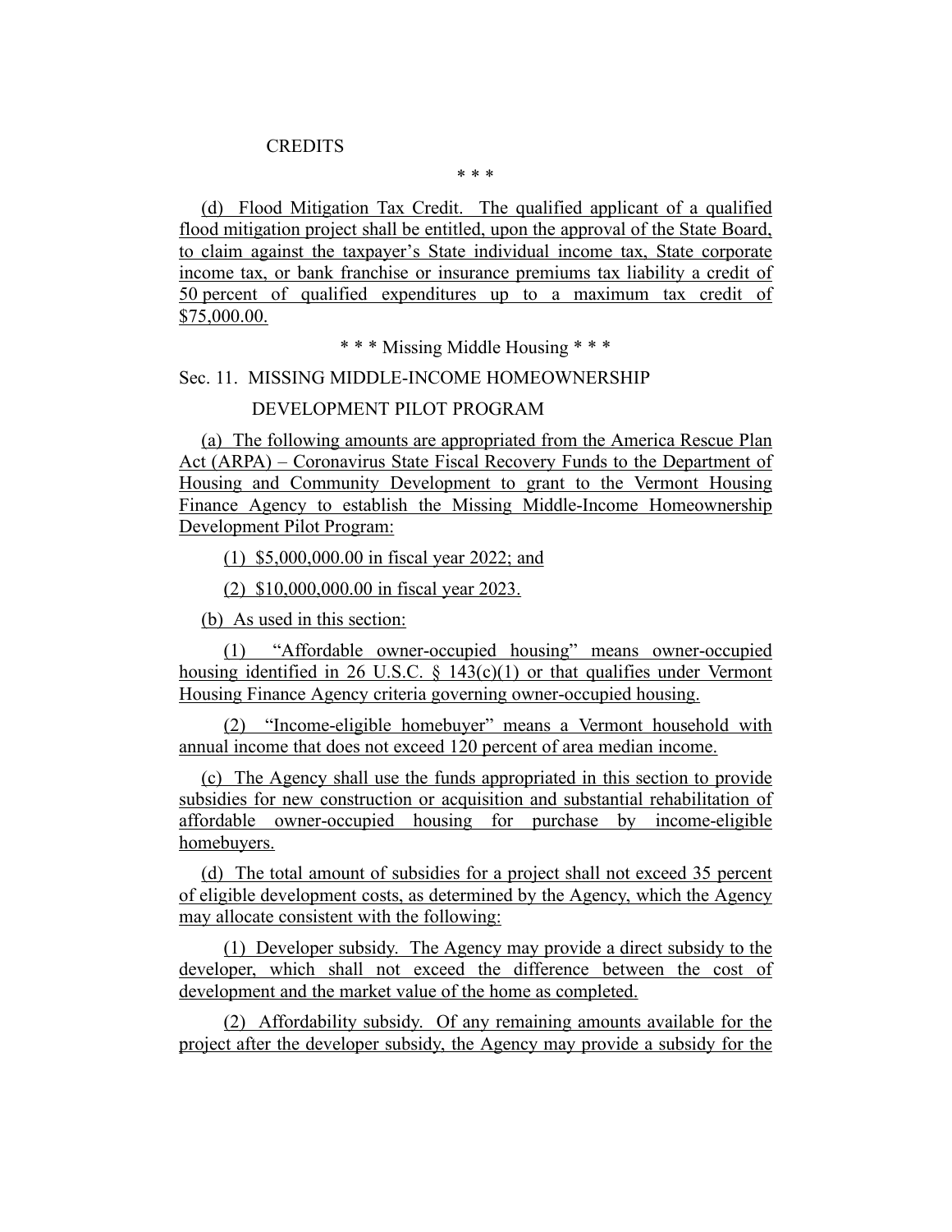CREDITS

\* \* \*

(d) Flood Mitigation Tax Credit. The qualified applicant of a qualified flood mitigation project shall be entitled, upon the approval of the State Board, to claim against the taxpayer's State individual income tax, State corporate income tax, or bank franchise or insurance premiums tax liability a credit of 50 percent of qualified expenditures up to a maximum tax credit of $75,000.00.

\* \* \* Missing Middle Housing \* \* \*

Sec. 11. MISSING MIDDLE-INCOME HOMEOWNERSHIP DEVELOPMENT PILOT PROGRAM

(a) The following amounts are appropriated from the America Rescue Plan Act (ARPA) – Coronavirus State Fiscal Recovery Funds to the Department of Housing and Community Development to grant to the Vermont Housing Finance Agency to establish the Missing Middle-Income Homeownership Development Pilot Program:

(1) $5,000,000.00 in fiscal year 2022; and

(2) $10,000,000.00 in fiscal year 2023.

(b) As used in this section:

(1) "Affordable owner-occupied housing" means owner-occupied housing identified in 26 U.S.C. § 143(c)(1) or that qualifies under Vermont Housing Finance Agency criteria governing owner-occupied housing.

(2) "Income-eligible homebuyer" means a Vermont household with annual income that does not exceed 120 percent of area median income.

(c) The Agency shall use the funds appropriated in this section to provide subsidies for new construction or acquisition and substantial rehabilitation of affordable owner-occupied housing for purchase by income-eligible homebuyers.

(d) The total amount of subsidies for a project shall not exceed 35 percent of eligible development costs, as determined by the Agency, which the Agency may allocate consistent with the following:

(1) Developer subsidy. The Agency may provide a direct subsidy to the developer, which shall not exceed the difference between the cost of development and the market value of the home as completed.

(2) Affordability subsidy. Of any remaining amounts available for the project after the developer subsidy, the Agency may provide a subsidy for the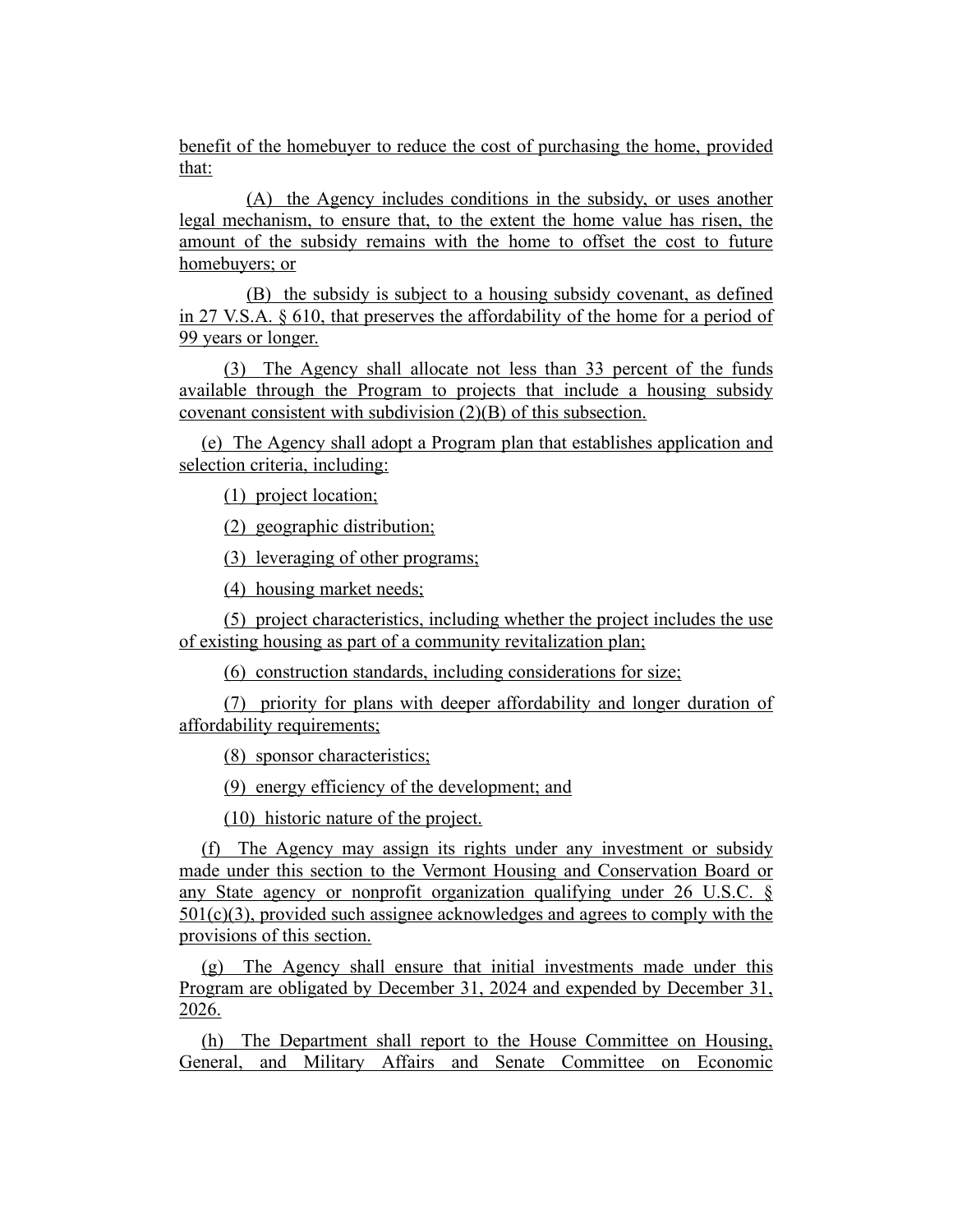benefit of the homebuyer to reduce the cost of purchasing the home, provided that:

(A) the Agency includes conditions in the subsidy, or uses another legal mechanism, to ensure that, to the extent the home value has risen, the amount of the subsidy remains with the home to offset the cost to future homebuyers; or

(B) the subsidy is subject to a housing subsidy covenant, as defined in 27 V.S.A. § 610, that preserves the affordability of the home for a period of 99 years or longer.

(3) The Agency shall allocate not less than 33 percent of the funds available through the Program to projects that include a housing subsidy covenant consistent with subdivision (2)(B) of this subsection.

(e) The Agency shall adopt a Program plan that establishes application and selection criteria, including:

(1) project location;

(2) geographic distribution;

(3) leveraging of other programs;

(4) housing market needs;

(5) project characteristics, including whether the project includes the use of existing housing as part of a community revitalization plan;

(6) construction standards, including considerations for size;

(7) priority for plans with deeper affordability and longer duration of affordability requirements;

(8) sponsor characteristics;

(9) energy efficiency of the development; and

(10) historic nature of the project.

(f) The Agency may assign its rights under any investment or subsidy made under this section to the Vermont Housing and Conservation Board or any State agency or nonprofit organization qualifying under 26 U.S.C. § 501(c)(3), provided such assignee acknowledges and agrees to comply with the provisions of this section.

(g) The Agency shall ensure that initial investments made under this Program are obligated by December 31, 2024 and expended by December 31, 2026.

(h) The Department shall report to the House Committee on Housing, General, and Military Affairs and Senate Committee on Economic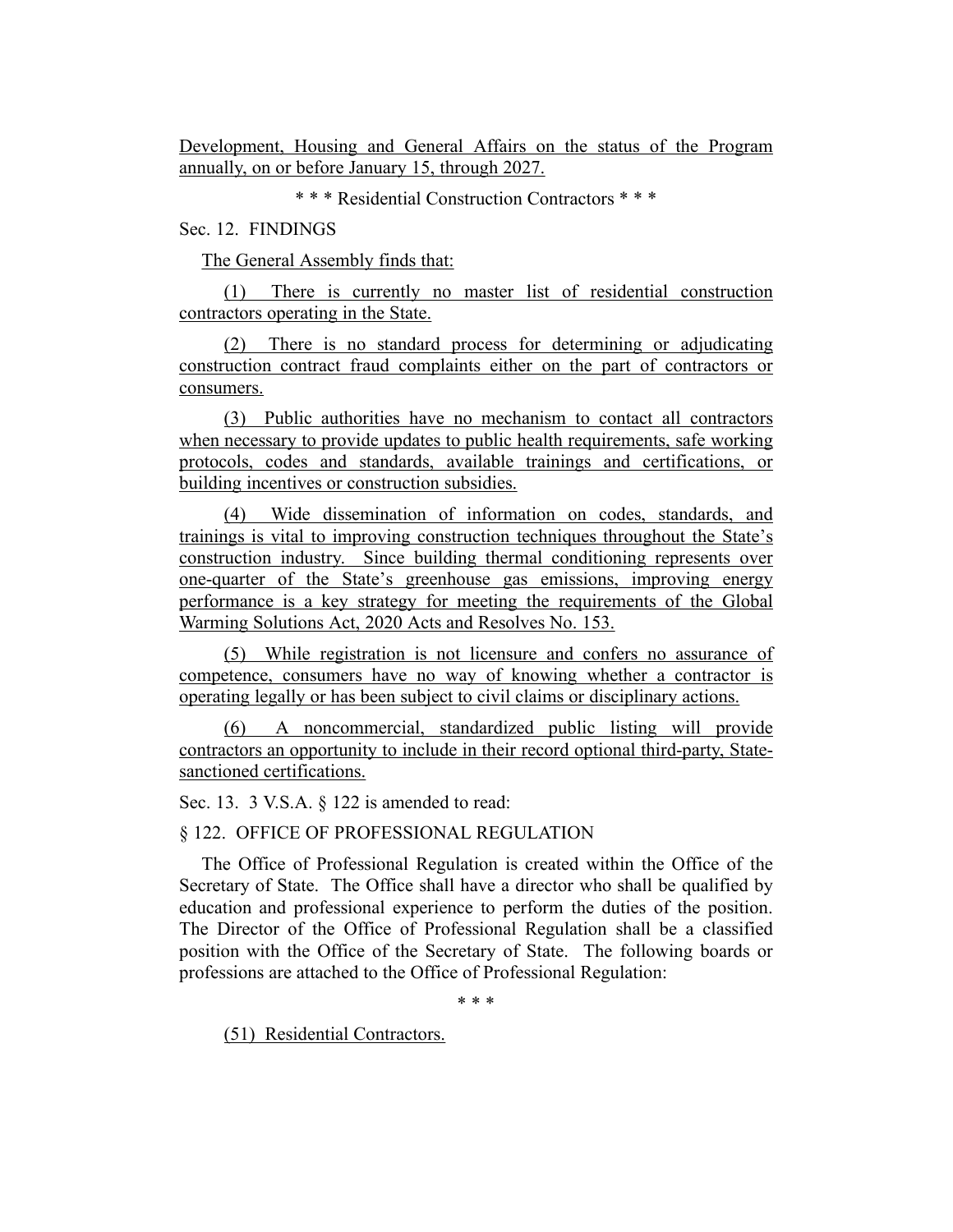Development, Housing and General Affairs on the status of the Program annually, on or before January 15, through 2027.

\* \* \* Residential Construction Contractors \* \* \*

Sec. 12. FINDINGS

The General Assembly finds that:

(1) There is currently no master list of residential construction contractors operating in the State.

(2) There is no standard process for determining or adjudicating construction contract fraud complaints either on the part of contractors or consumers.

(3) Public authorities have no mechanism to contact all contractors when necessary to provide updates to public health requirements, safe working protocols, codes and standards, available trainings and certifications, or building incentives or construction subsidies.

(4) Wide dissemination of information on codes, standards, and trainings is vital to improving construction techniques throughout the State's construction industry. Since building thermal conditioning represents over one-quarter of the State's greenhouse gas emissions, improving energy performance is a key strategy for meeting the requirements of the Global Warming Solutions Act, 2020 Acts and Resolves No. 153.

(5) While registration is not licensure and confers no assurance of competence, consumers have no way of knowing whether a contractor is operating legally or has been subject to civil claims or disciplinary actions.

(6) A noncommercial, standardized public listing will provide contractors an opportunity to include in their record optional third-party, State-sanctioned certifications.

Sec. 13. 3 V.S.A. § 122 is amended to read:

§ 122. OFFICE OF PROFESSIONAL REGULATION

The Office of Professional Regulation is created within the Office of the Secretary of State. The Office shall have a director who shall be qualified by education and professional experience to perform the duties of the position. The Director of the Office of Professional Regulation shall be a classified position with the Office of the Secretary of State. The following boards or professions are attached to the Office of Professional Regulation:

\* \* \*

(51) Residential Contractors.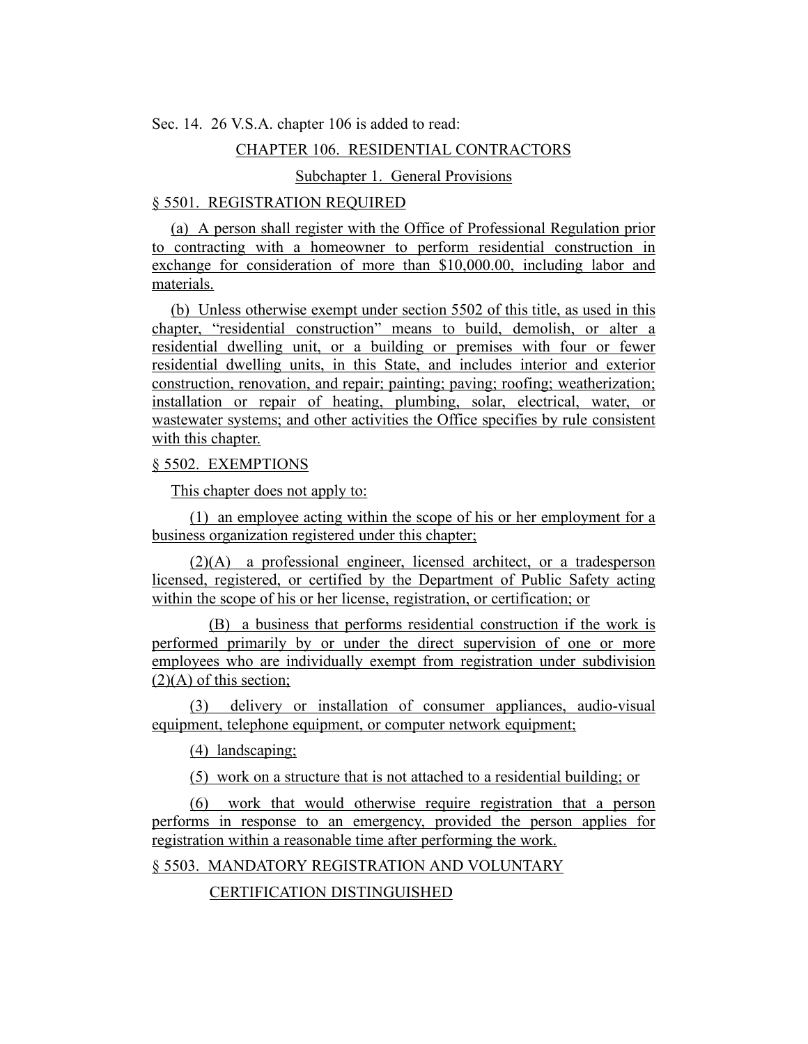Sec. 14. 26 V.S.A. chapter 106 is added to read:

## CHAPTER 106. RESIDENTIAL CONTRACTORS

### Subchapter 1. General Provisions

§ 5501. REGISTRATION REQUIRED

(a) A person shall register with the Office of Professional Regulation prior to contracting with a homeowner to perform residential construction in exchange for consideration of more than $10,000.00, including labor and materials.

(b) Unless otherwise exempt under section 5502 of this title, as used in this chapter, "residential construction" means to build, demolish, or alter a residential dwelling unit, or a building or premises with four or fewer residential dwelling units, in this State, and includes interior and exterior construction, renovation, and repair; painting; paving; roofing; weatherization; installation or repair of heating, plumbing, solar, electrical, water, or wastewater systems; and other activities the Office specifies by rule consistent with this chapter.

§ 5502. EXEMPTIONS

This chapter does not apply to:

(1) an employee acting within the scope of his or her employment for a business organization registered under this chapter;

(2)(A) a professional engineer, licensed architect, or a tradesperson licensed, registered, or certified by the Department of Public Safety acting within the scope of his or her license, registration, or certification; or

(B) a business that performs residential construction if the work is performed primarily by or under the direct supervision of one or more employees who are individually exempt from registration under subdivision (2)(A) of this section;

(3) delivery or installation of consumer appliances, audio-visual equipment, telephone equipment, or computer network equipment;

(4) landscaping;

(5) work on a structure that is not attached to a residential building; or

(6) work that would otherwise require registration that a person performs in response to an emergency, provided the person applies for registration within a reasonable time after performing the work.

§ 5503. MANDATORY REGISTRATION AND VOLUNTARY CERTIFICATION DISTINGUISHED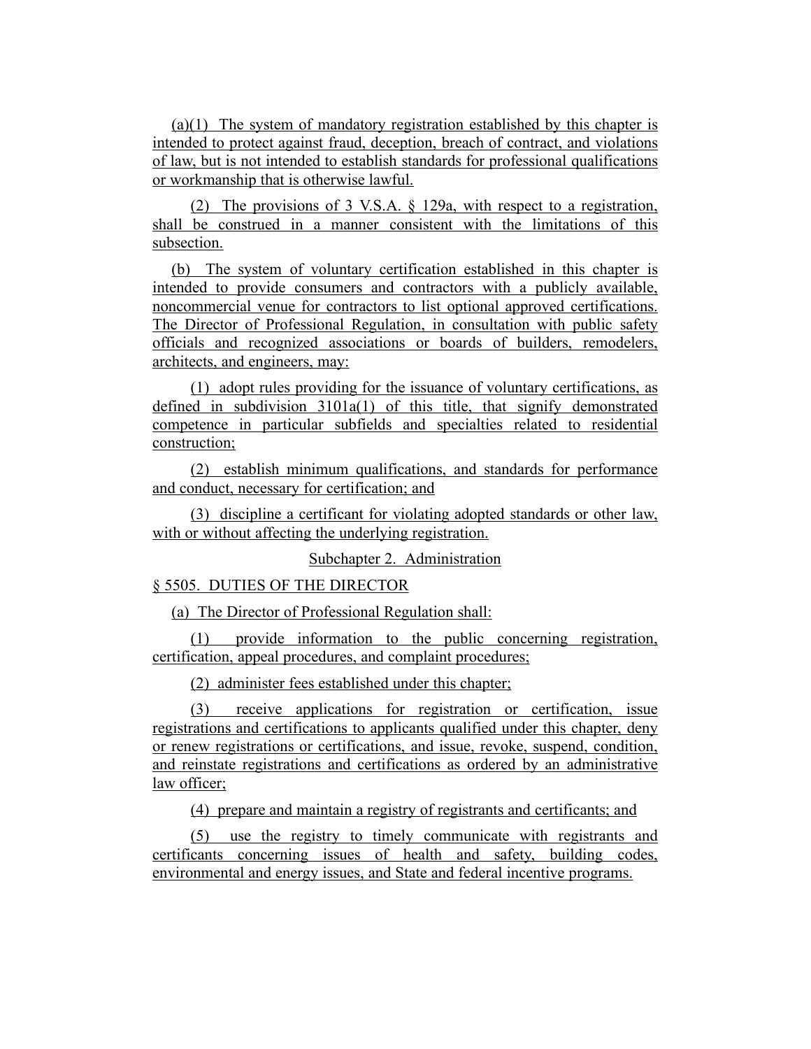(a)(1) The system of mandatory registration established by this chapter is intended to protect against fraud, deception, breach of contract, and violations of law, but is not intended to establish standards for professional qualifications or workmanship that is otherwise lawful.

(2) The provisions of 3 V.S.A. § 129a, with respect to a registration, shall be construed in a manner consistent with the limitations of this subsection.

(b) The system of voluntary certification established in this chapter is intended to provide consumers and contractors with a publicly available, noncommercial venue for contractors to list optional approved certifications. The Director of Professional Regulation, in consultation with public safety officials and recognized associations or boards of builders, remodelers, architects, and engineers, may:

(1) adopt rules providing for the issuance of voluntary certifications, as defined in subdivision 3101a(1) of this title, that signify demonstrated competence in particular subfields and specialties related to residential construction;

(2) establish minimum qualifications, and standards for performance and conduct, necessary for certification; and

(3) discipline a certificant for violating adopted standards or other law, with or without affecting the underlying registration.

Subchapter 2. Administration

§ 5505. DUTIES OF THE DIRECTOR

(a) The Director of Professional Regulation shall:

(1) provide information to the public concerning registration, certification, appeal procedures, and complaint procedures;

(2) administer fees established under this chapter;

(3) receive applications for registration or certification, issue registrations and certifications to applicants qualified under this chapter, deny or renew registrations or certifications, and issue, revoke, suspend, condition, and reinstate registrations and certifications as ordered by an administrative law officer;

(4) prepare and maintain a registry of registrants and certificants; and

(5) use the registry to timely communicate with registrants and certificants concerning issues of health and safety, building codes, environmental and energy issues, and State and federal incentive programs.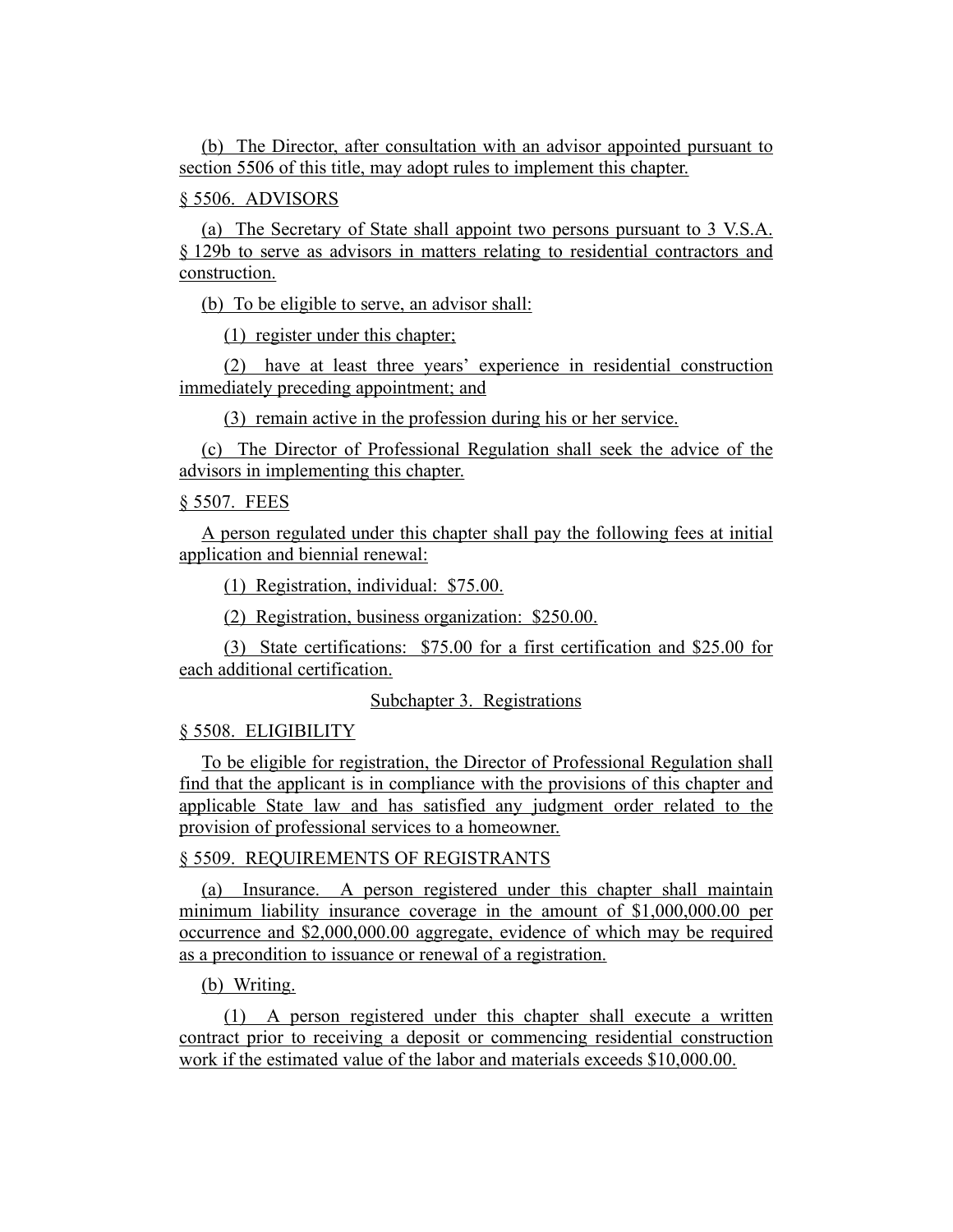(b) The Director, after consultation with an advisor appointed pursuant to section 5506 of this title, may adopt rules to implement this chapter.

§ 5506. ADVISORS

(a) The Secretary of State shall appoint two persons pursuant to 3 V.S.A. § 129b to serve as advisors in matters relating to residential contractors and construction.

(b) To be eligible to serve, an advisor shall:

(1) register under this chapter;

(2) have at least three years' experience in residential construction immediately preceding appointment; and

(3) remain active in the profession during his or her service.

(c) The Director of Professional Regulation shall seek the advice of the advisors in implementing this chapter.

§ 5507. FEES

A person regulated under this chapter shall pay the following fees at initial application and biennial renewal:

(1) Registration, individual: $75.00.

(2) Registration, business organization: $250.00.

(3) State certifications: $75.00 for a first certification and $25.00 for each additional certification.

Subchapter 3. Registrations

§ 5508. ELIGIBILITY

To be eligible for registration, the Director of Professional Regulation shall find that the applicant is in compliance with the provisions of this chapter and applicable State law and has satisfied any judgment order related to the provision of professional services to a homeowner.

§ 5509. REQUIREMENTS OF REGISTRANTS

(a) Insurance. A person registered under this chapter shall maintain minimum liability insurance coverage in the amount of $1,000,000.00 per occurrence and $2,000,000.00 aggregate, evidence of which may be required as a precondition to issuance or renewal of a registration.

(b) Writing.

(1) A person registered under this chapter shall execute a written contract prior to receiving a deposit or commencing residential construction work if the estimated value of the labor and materials exceeds $10,000.00.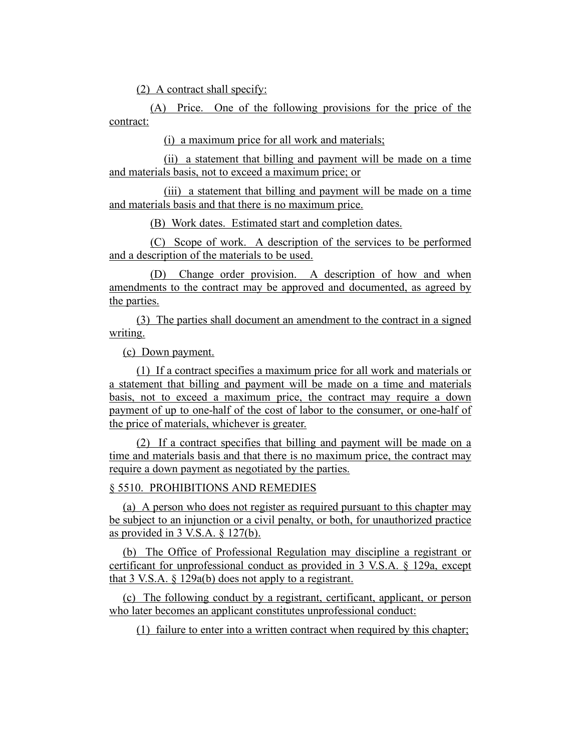(2) A contract shall specify:

(A) Price. One of the following provisions for the price of the contract:

(i) a maximum price for all work and materials;

(ii) a statement that billing and payment will be made on a time and materials basis, not to exceed a maximum price; or

(iii) a statement that billing and payment will be made on a time and materials basis and that there is no maximum price.

(B) Work dates. Estimated start and completion dates.

(C) Scope of work. A description of the services to be performed and a description of the materials to be used.

(D) Change order provision. A description of how and when amendments to the contract may be approved and documented, as agreed by the parties.

(3) The parties shall document an amendment to the contract in a signed writing.

(c) Down payment.

(1) If a contract specifies a maximum price for all work and materials or a statement that billing and payment will be made on a time and materials basis, not to exceed a maximum price, the contract may require a down payment of up to one-half of the cost of labor to the consumer, or one-half of the price of materials, whichever is greater.

(2) If a contract specifies that billing and payment will be made on a time and materials basis and that there is no maximum price, the contract may require a down payment as negotiated by the parties.

§ 5510. PROHIBITIONS AND REMEDIES

(a) A person who does not register as required pursuant to this chapter may be subject to an injunction or a civil penalty, or both, for unauthorized practice as provided in 3 V.S.A. § 127(b).

(b) The Office of Professional Regulation may discipline a registrant or certificant for unprofessional conduct as provided in 3 V.S.A. § 129a, except that 3 V.S.A. § 129a(b) does not apply to a registrant.

(c) The following conduct by a registrant, certificant, applicant, or person who later becomes an applicant constitutes unprofessional conduct:

(1) failure to enter into a written contract when required by this chapter;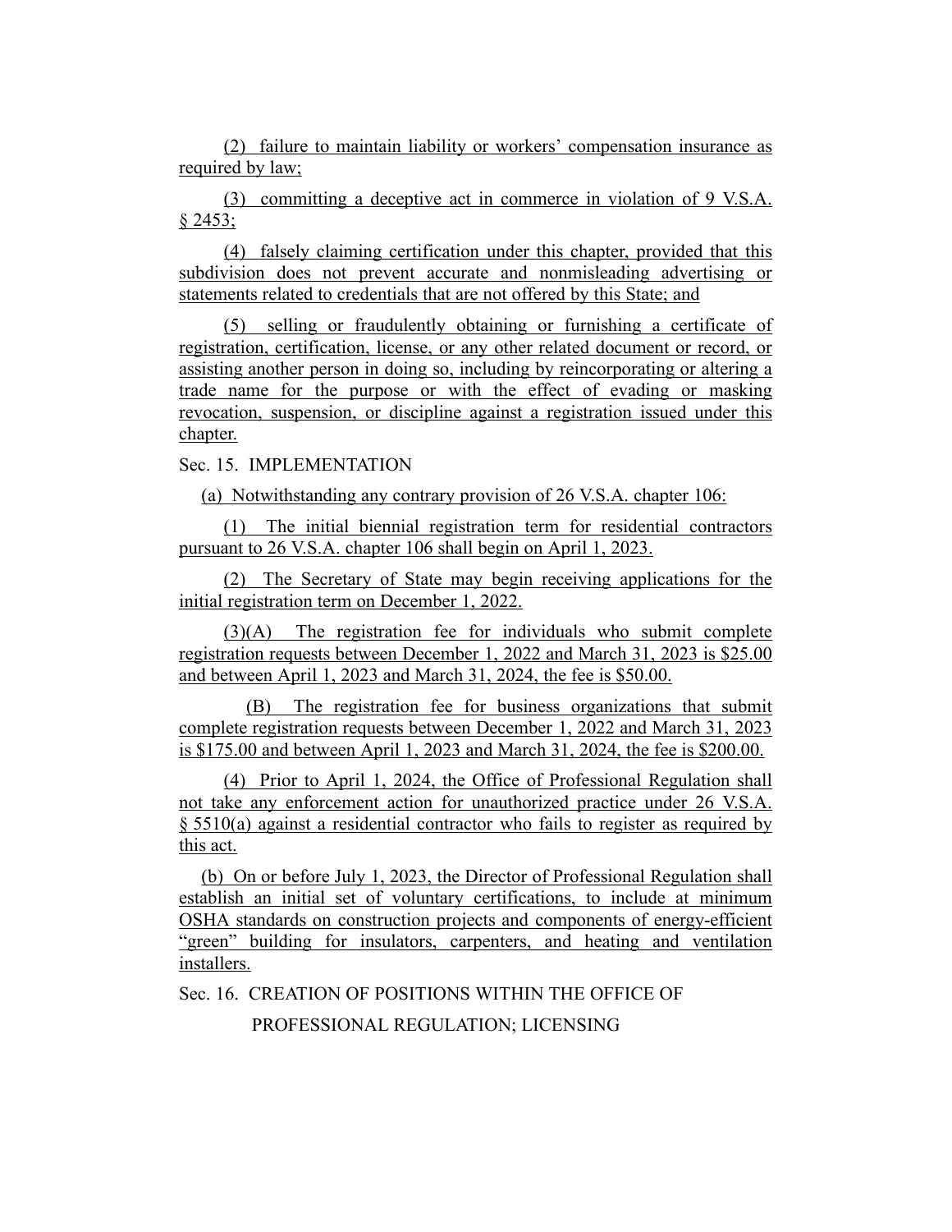(2) failure to maintain liability or workers' compensation insurance as required by law;

(3) committing a deceptive act in commerce in violation of 9 V.S.A. § 2453;

(4) falsely claiming certification under this chapter, provided that this subdivision does not prevent accurate and nonmisleading advertising or statements related to credentials that are not offered by this State; and

(5) selling or fraudulently obtaining or furnishing a certificate of registration, certification, license, or any other related document or record, or assisting another person in doing so, including by reincorporating or altering a trade name for the purpose or with the effect of evading or masking revocation, suspension, or discipline against a registration issued under this chapter.

Sec. 15. IMPLEMENTATION

(a) Notwithstanding any contrary provision of 26 V.S.A. chapter 106:

(1) The initial biennial registration term for residential contractors pursuant to 26 V.S.A. chapter 106 shall begin on April 1, 2023.

(2) The Secretary of State may begin receiving applications for the initial registration term on December 1, 2022.

(3)(A) The registration fee for individuals who submit complete registration requests between December 1, 2022 and March 31, 2023 is $25.00 and between April 1, 2023 and March 31, 2024, the fee is $50.00.

(B) The registration fee for business organizations that submit complete registration requests between December 1, 2022 and March 31, 2023 is $175.00 and between April 1, 2023 and March 31, 2024, the fee is $200.00.

(4) Prior to April 1, 2024, the Office of Professional Regulation shall not take any enforcement action for unauthorized practice under 26 V.S.A. § 5510(a) against a residential contractor who fails to register as required by this act.

(b) On or before July 1, 2023, the Director of Professional Regulation shall establish an initial set of voluntary certifications, to include at minimum OSHA standards on construction projects and components of energy-efficient "green" building for insulators, carpenters, and heating and ventilation installers.

Sec. 16. CREATION OF POSITIONS WITHIN THE OFFICE OF PROFESSIONAL REGULATION; LICENSING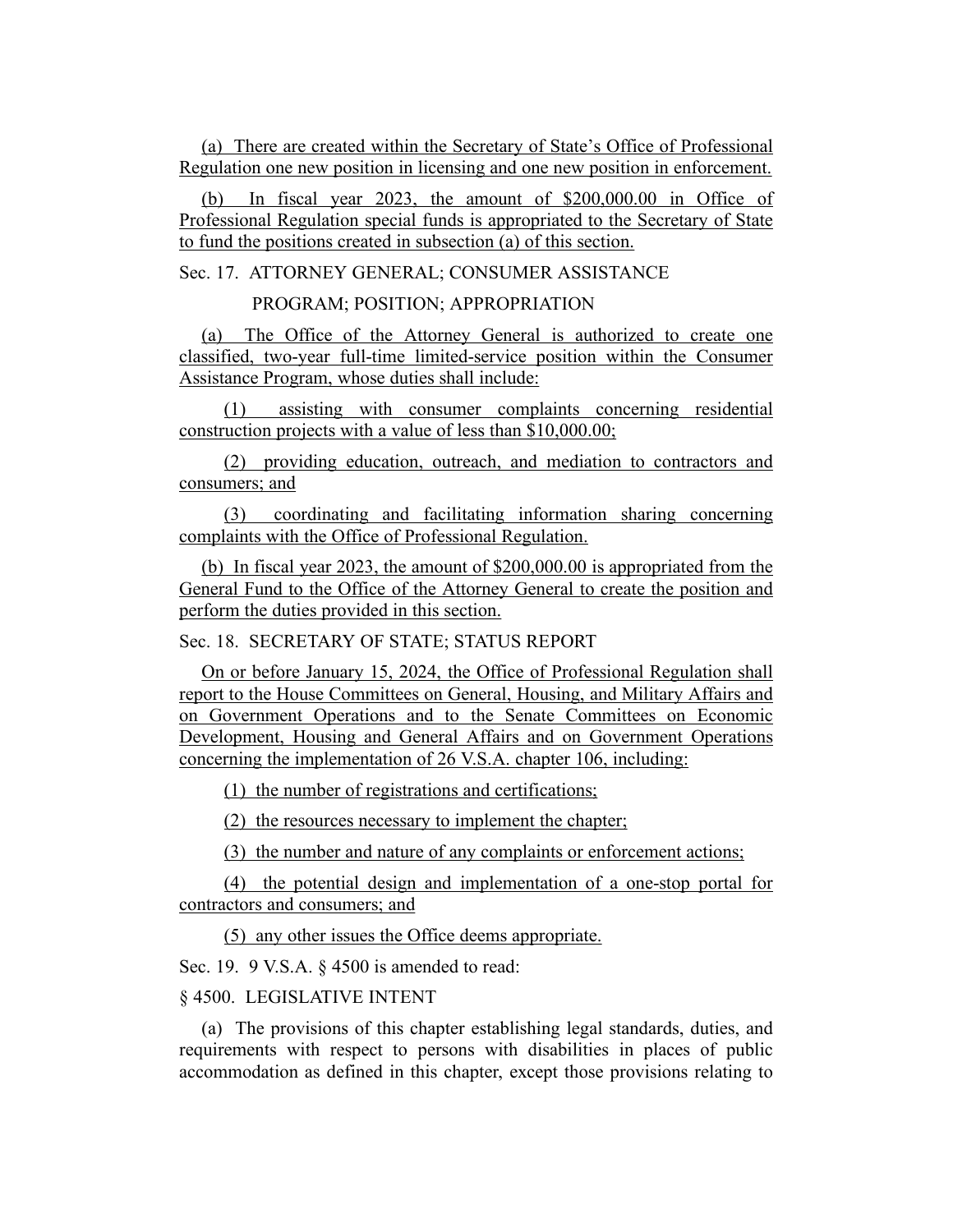(a) There are created within the Secretary of State's Office of Professional Regulation one new position in licensing and one new position in enforcement.

(b) In fiscal year 2023, the amount of $200,000.00 in Office of Professional Regulation special funds is appropriated to the Secretary of State to fund the positions created in subsection (a) of this section.

Sec. 17. ATTORNEY GENERAL; CONSUMER ASSISTANCE PROGRAM; POSITION; APPROPRIATION

(a) The Office of the Attorney General is authorized to create one classified, two-year full-time limited-service position within the Consumer Assistance Program, whose duties shall include:

(1) assisting with consumer complaints concerning residential construction projects with a value of less than $10,000.00;

(2) providing education, outreach, and mediation to contractors and consumers; and

(3) coordinating and facilitating information sharing concerning complaints with the Office of Professional Regulation.

(b) In fiscal year 2023, the amount of $200,000.00 is appropriated from the General Fund to the Office of the Attorney General to create the position and perform the duties provided in this section.

Sec. 18. SECRETARY OF STATE; STATUS REPORT

On or before January 15, 2024, the Office of Professional Regulation shall report to the House Committees on General, Housing, and Military Affairs and on Government Operations and to the Senate Committees on Economic Development, Housing and General Affairs and on Government Operations concerning the implementation of 26 V.S.A. chapter 106, including:

(1) the number of registrations and certifications;

(2) the resources necessary to implement the chapter;

(3) the number and nature of any complaints or enforcement actions;

(4) the potential design and implementation of a one-stop portal for contractors and consumers; and

(5) any other issues the Office deems appropriate.

Sec. 19. 9 V.S.A. § 4500 is amended to read:

§ 4500. LEGISLATIVE INTENT

(a) The provisions of this chapter establishing legal standards, duties, and requirements with respect to persons with disabilities in places of public accommodation as defined in this chapter, except those provisions relating to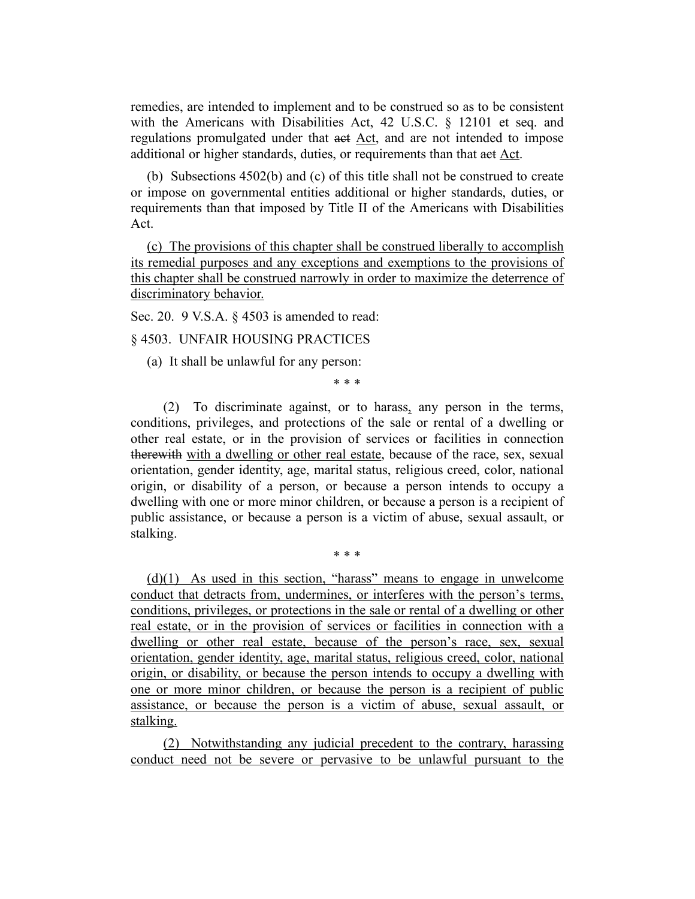remedies, are intended to implement and to be construed so as to be consistent with the Americans with Disabilities Act, 42 U.S.C. § 12101 et seq. and regulations promulgated under that ~~act~~ Act, and are not intended to impose additional or higher standards, duties, or requirements than that ~~act~~ Act.

(b) Subsections 4502(b) and (c) of this title shall not be construed to create or impose on governmental entities additional or higher standards, duties, or requirements than that imposed by Title II of the Americans with Disabilities Act.

(c) The provisions of this chapter shall be construed liberally to accomplish its remedial purposes and any exceptions and exemptions to the provisions of this chapter shall be construed narrowly in order to maximize the deterrence of discriminatory behavior.

Sec. 20. 9 V.S.A. § 4503 is amended to read:

§ 4503. UNFAIR HOUSING PRACTICES

(a) It shall be unlawful for any person:

\* \* \*

(2) To discriminate against, or to harass, any person in the terms, conditions, privileges, and protections of the sale or rental of a dwelling or other real estate, or in the provision of services or facilities in connection ~~therewith~~ with a dwelling or other real estate, because of the race, sex, sexual orientation, gender identity, age, marital status, religious creed, color, national origin, or disability of a person, or because a person intends to occupy a dwelling with one or more minor children, or because a person is a recipient of public assistance, or because a person is a victim of abuse, sexual assault, or stalking.

\* \* \*

(d)(1) As used in this section, "harass" means to engage in unwelcome conduct that detracts from, undermines, or interferes with the person's terms, conditions, privileges, or protections in the sale or rental of a dwelling or other real estate, or in the provision of services or facilities in connection with a dwelling or other real estate, because of the person's race, sex, sexual orientation, gender identity, age, marital status, religious creed, color, national origin, or disability, or because the person intends to occupy a dwelling with one or more minor children, or because the person is a recipient of public assistance, or because the person is a victim of abuse, sexual assault, or stalking.

(2) Notwithstanding any judicial precedent to the contrary, harassing conduct need not be severe or pervasive to be unlawful pursuant to the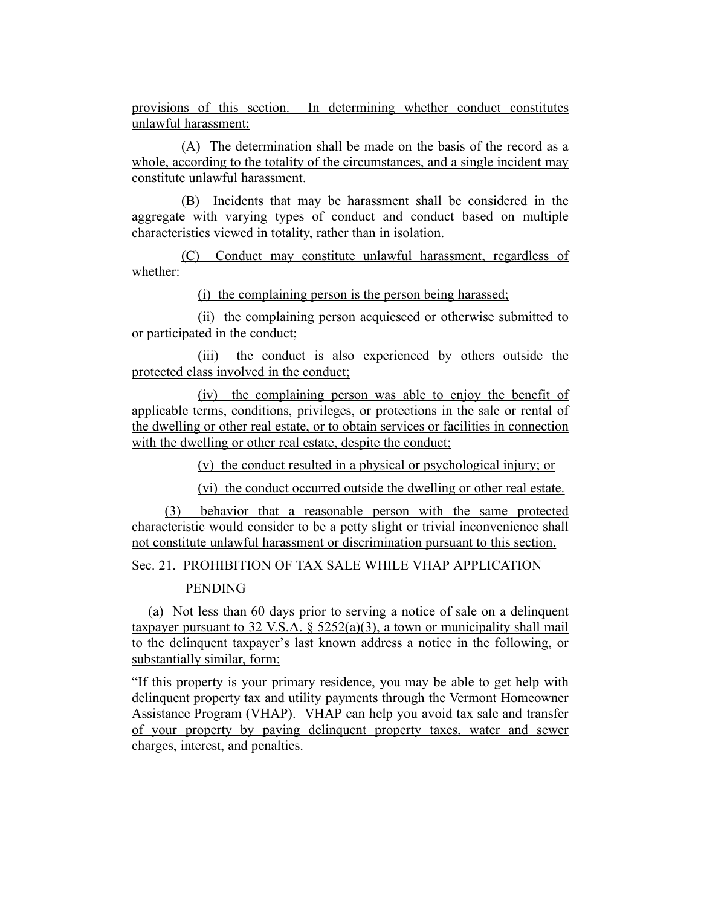provisions of this section. In determining whether conduct constitutes unlawful harassment:

(A) The determination shall be made on the basis of the record as a whole, according to the totality of the circumstances, and a single incident may constitute unlawful harassment.

(B) Incidents that may be harassment shall be considered in the aggregate with varying types of conduct and conduct based on multiple characteristics viewed in totality, rather than in isolation.

(C) Conduct may constitute unlawful harassment, regardless of whether:

(i) the complaining person is the person being harassed;

(ii) the complaining person acquiesced or otherwise submitted to or participated in the conduct;

(iii) the conduct is also experienced by others outside the protected class involved in the conduct;

(iv) the complaining person was able to enjoy the benefit of applicable terms, conditions, privileges, or protections in the sale or rental of the dwelling or other real estate, or to obtain services or facilities in connection with the dwelling or other real estate, despite the conduct;

(v) the conduct resulted in a physical or psychological injury; or

(vi) the conduct occurred outside the dwelling or other real estate.

(3) behavior that a reasonable person with the same protected characteristic would consider to be a petty slight or trivial inconvenience shall not constitute unlawful harassment or discrimination pursuant to this section.

Sec. 21. PROHIBITION OF TAX SALE WHILE VHAP APPLICATION PENDING

(a) Not less than 60 days prior to serving a notice of sale on a delinquent taxpayer pursuant to 32 V.S.A. § 5252(a)(3), a town or municipality shall mail to the delinquent taxpayer's last known address a notice in the following, or substantially similar, form:

"If this property is your primary residence, you may be able to get help with delinquent property tax and utility payments through the Vermont Homeowner Assistance Program (VHAP). VHAP can help you avoid tax sale and transfer of your property by paying delinquent property taxes, water and sewer charges, interest, and penalties.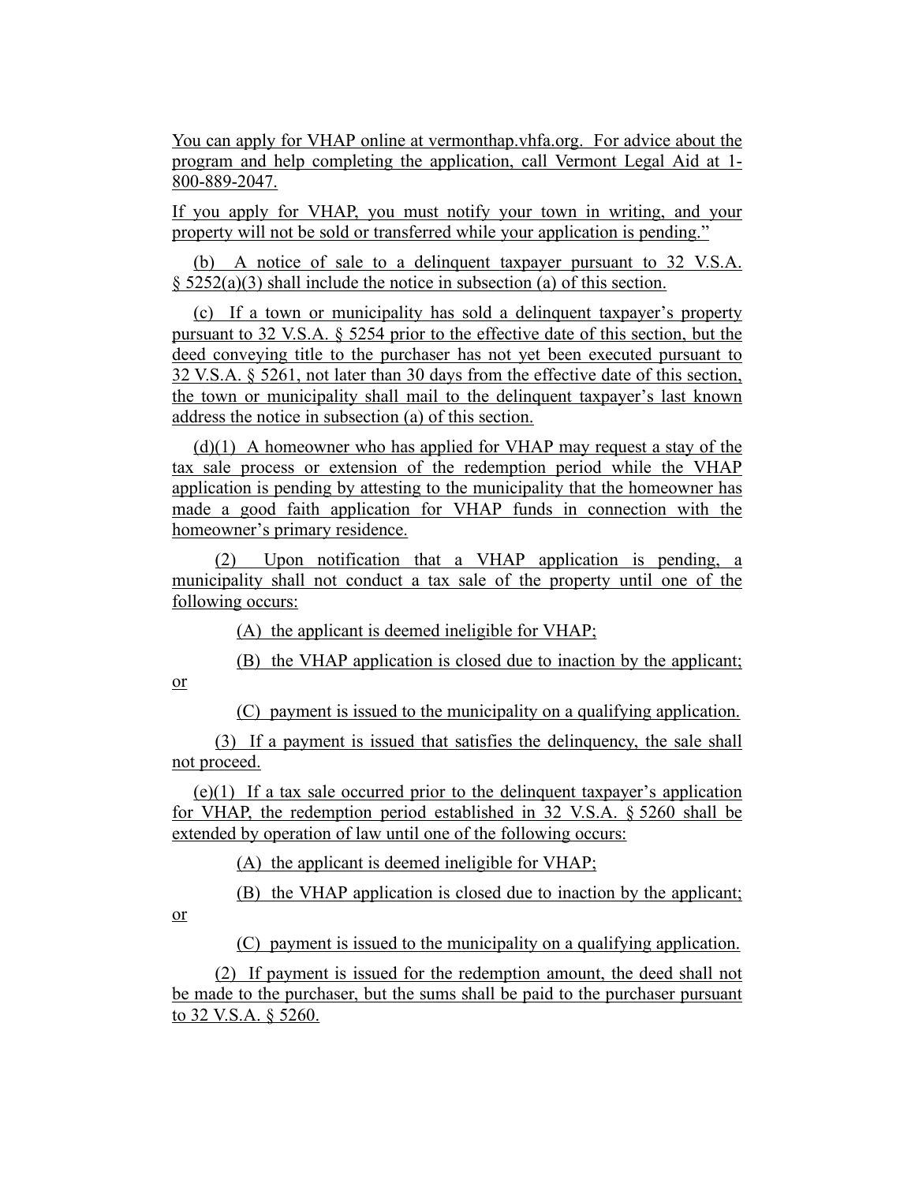You can apply for VHAP online at vermonthap.vhfa.org. For advice about the program and help completing the application, call Vermont Legal Aid at 1-800-889-2047.

If you apply for VHAP, you must notify your town in writing, and your property will not be sold or transferred while your application is pending."

(b) A notice of sale to a delinquent taxpayer pursuant to 32 V.S.A. § 5252(a)(3) shall include the notice in subsection (a) of this section.

(c) If a town or municipality has sold a delinquent taxpayer's property pursuant to 32 V.S.A. § 5254 prior to the effective date of this section, but the deed conveying title to the purchaser has not yet been executed pursuant to 32 V.S.A. § 5261, not later than 30 days from the effective date of this section, the town or municipality shall mail to the delinquent taxpayer's last known address the notice in subsection (a) of this section.

(d)(1) A homeowner who has applied for VHAP may request a stay of the tax sale process or extension of the redemption period while the VHAP application is pending by attesting to the municipality that the homeowner has made a good faith application for VHAP funds in connection with the homeowner's primary residence.

(2) Upon notification that a VHAP application is pending, a municipality shall not conduct a tax sale of the property until one of the following occurs:

(A) the applicant is deemed ineligible for VHAP;

(B) the VHAP application is closed due to inaction by the applicant; or

(C) payment is issued to the municipality on a qualifying application.

(3) If a payment is issued that satisfies the delinquency, the sale shall not proceed.

(e)(1) If a tax sale occurred prior to the delinquent taxpayer's application for VHAP, the redemption period established in 32 V.S.A. § 5260 shall be extended by operation of law until one of the following occurs:

(A) the applicant is deemed ineligible for VHAP;

(B) the VHAP application is closed due to inaction by the applicant; or

(C) payment is issued to the municipality on a qualifying application.

(2) If payment is issued for the redemption amount, the deed shall not be made to the purchaser, but the sums shall be paid to the purchaser pursuant to 32 V.S.A. § 5260.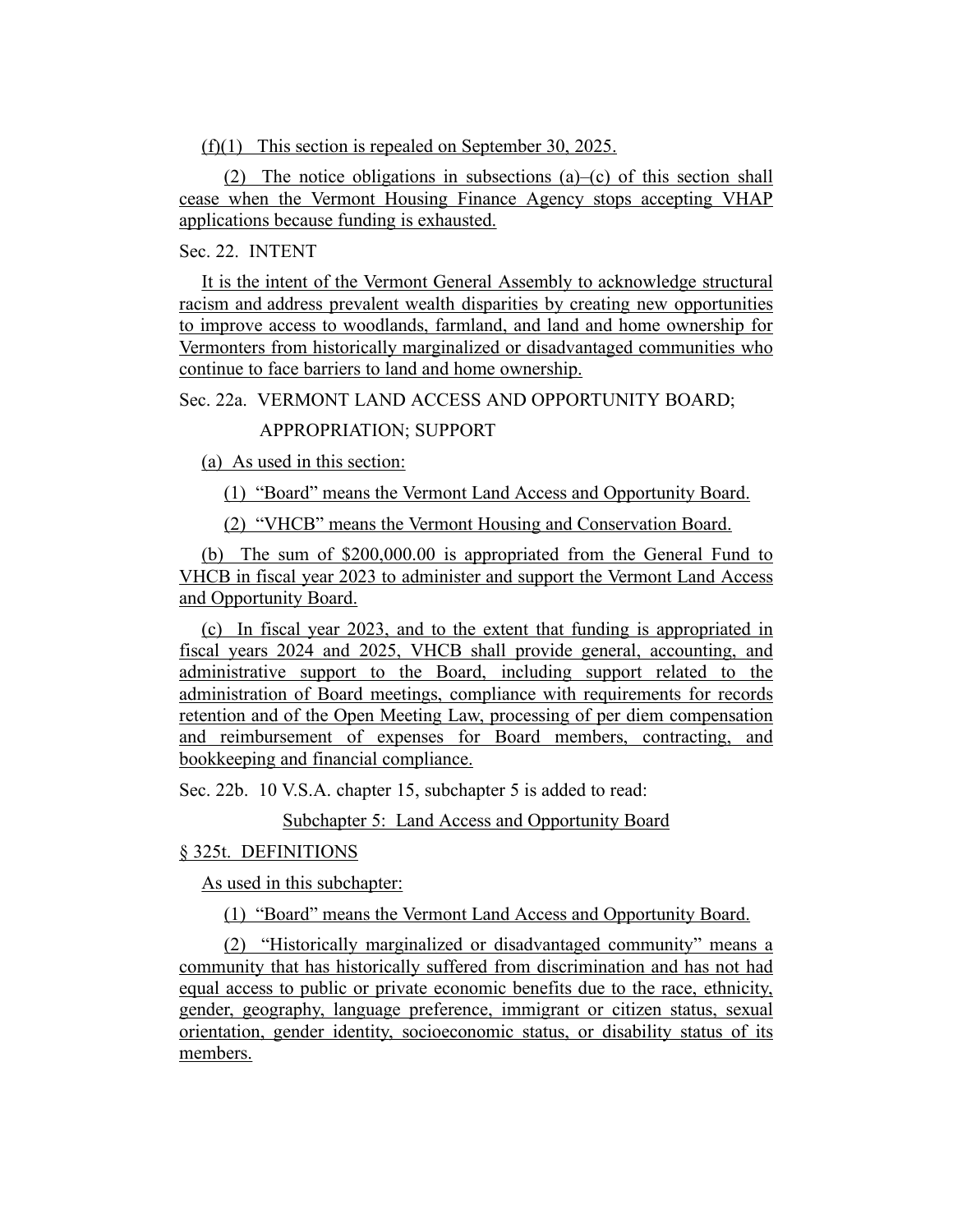(f)(1) This section is repealed on September 30, 2025.

(2) The notice obligations in subsections (a)–(c) of this section shall cease when the Vermont Housing Finance Agency stops accepting VHAP applications because funding is exhausted.

Sec. 22. INTENT

It is the intent of the Vermont General Assembly to acknowledge structural racism and address prevalent wealth disparities by creating new opportunities to improve access to woodlands, farmland, and land and home ownership for Vermonters from historically marginalized or disadvantaged communities who continue to face barriers to land and home ownership.

Sec. 22a. VERMONT LAND ACCESS AND OPPORTUNITY BOARD; APPROPRIATION; SUPPORT

(a) As used in this section:

(1) "Board" means the Vermont Land Access and Opportunity Board.

(2) "VHCB" means the Vermont Housing and Conservation Board.

(b) The sum of $200,000.00 is appropriated from the General Fund to VHCB in fiscal year 2023 to administer and support the Vermont Land Access and Opportunity Board.

(c) In fiscal year 2023, and to the extent that funding is appropriated in fiscal years 2024 and 2025, VHCB shall provide general, accounting, and administrative support to the Board, including support related to the administration of Board meetings, compliance with requirements for records retention and of the Open Meeting Law, processing of per diem compensation and reimbursement of expenses for Board members, contracting, and bookkeeping and financial compliance.

Sec. 22b. 10 V.S.A. chapter 15, subchapter 5 is added to read:

Subchapter 5: Land Access and Opportunity Board

§ 325t. DEFINITIONS

As used in this subchapter:

(1) "Board" means the Vermont Land Access and Opportunity Board.

(2) "Historically marginalized or disadvantaged community" means a community that has historically suffered from discrimination and has not had equal access to public or private economic benefits due to the race, ethnicity, gender, geography, language preference, immigrant or citizen status, sexual orientation, gender identity, socioeconomic status, or disability status of its members.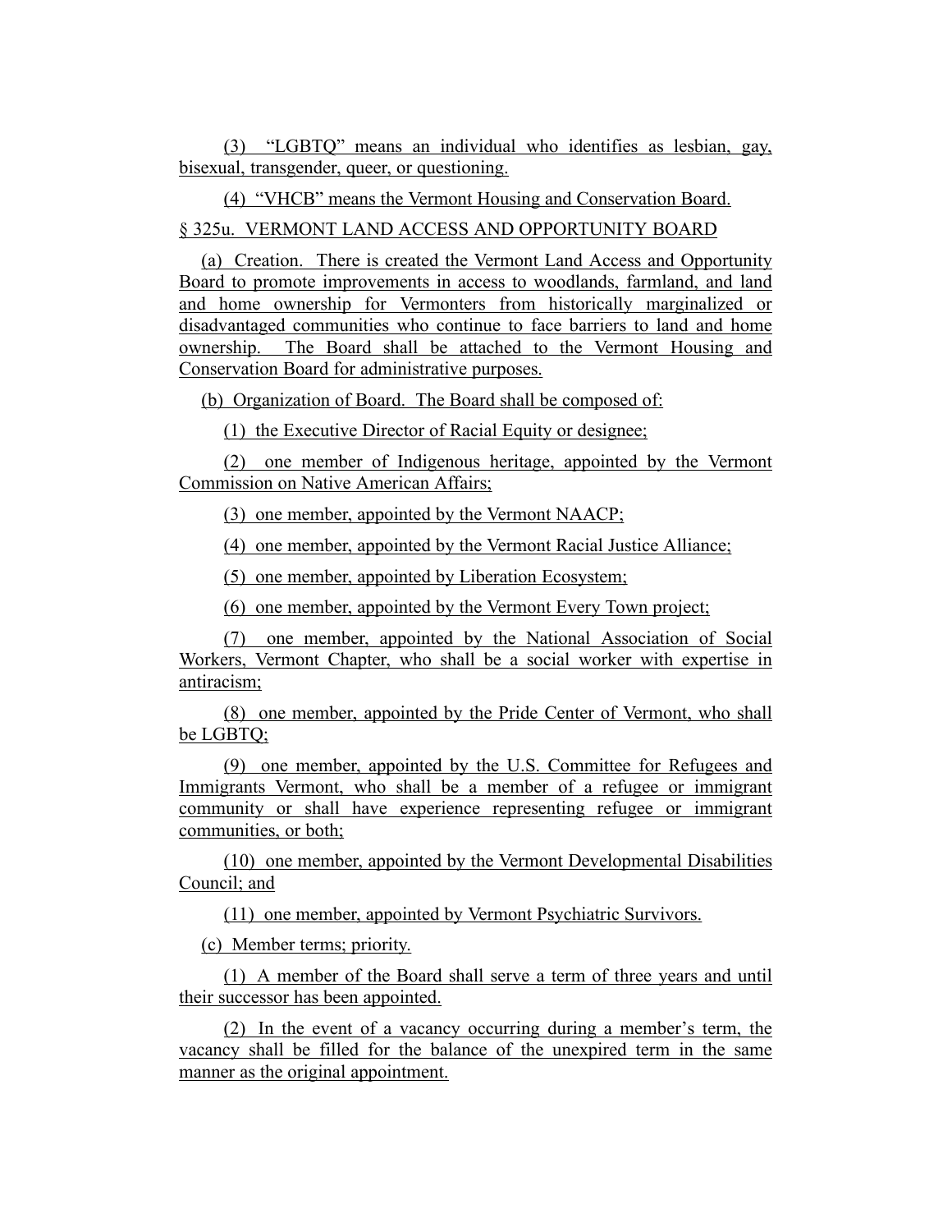(3) "LGBTQ" means an individual who identifies as lesbian, gay, bisexual, transgender, queer, or questioning.

(4) "VHCB" means the Vermont Housing and Conservation Board.

§ 325u. VERMONT LAND ACCESS AND OPPORTUNITY BOARD

(a) Creation. There is created the Vermont Land Access and Opportunity Board to promote improvements in access to woodlands, farmland, and land and home ownership for Vermonters from historically marginalized or disadvantaged communities who continue to face barriers to land and home ownership. The Board shall be attached to the Vermont Housing and Conservation Board for administrative purposes.

(b) Organization of Board. The Board shall be composed of:

(1) the Executive Director of Racial Equity or designee;

(2) one member of Indigenous heritage, appointed by the Vermont Commission on Native American Affairs;

(3) one member, appointed by the Vermont NAACP;

(4) one member, appointed by the Vermont Racial Justice Alliance;

(5) one member, appointed by Liberation Ecosystem;

(6) one member, appointed by the Vermont Every Town project;

(7) one member, appointed by the National Association of Social Workers, Vermont Chapter, who shall be a social worker with expertise in antiracism;

(8) one member, appointed by the Pride Center of Vermont, who shall be LGBTQ;

(9) one member, appointed by the U.S. Committee for Refugees and Immigrants Vermont, who shall be a member of a refugee or immigrant community or shall have experience representing refugee or immigrant communities, or both;

(10) one member, appointed by the Vermont Developmental Disabilities Council; and

(11) one member, appointed by Vermont Psychiatric Survivors.

(c) Member terms; priority.

(1) A member of the Board shall serve a term of three years and until their successor has been appointed.

(2) In the event of a vacancy occurring during a member's term, the vacancy shall be filled for the balance of the unexpired term in the same manner as the original appointment.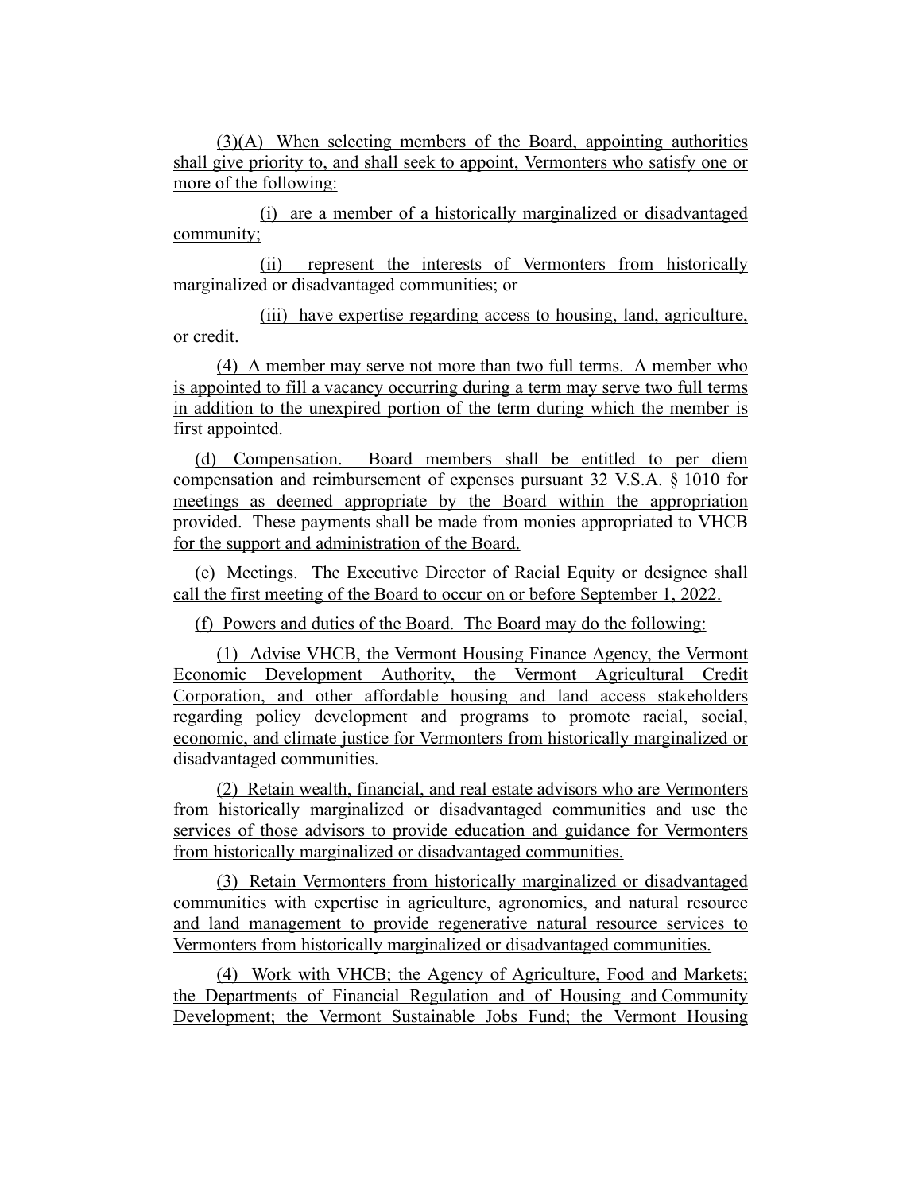(3)(A) When selecting members of the Board, appointing authorities shall give priority to, and shall seek to appoint, Vermonters who satisfy one or more of the following:

(i) are a member of a historically marginalized or disadvantaged community;

(ii) represent the interests of Vermonters from historically marginalized or disadvantaged communities; or

(iii) have expertise regarding access to housing, land, agriculture, or credit.

(4) A member may serve not more than two full terms. A member who is appointed to fill a vacancy occurring during a term may serve two full terms in addition to the unexpired portion of the term during which the member is first appointed.

(d) Compensation. Board members shall be entitled to per diem compensation and reimbursement of expenses pursuant 32 V.S.A. § 1010 for meetings as deemed appropriate by the Board within the appropriation provided. These payments shall be made from monies appropriated to VHCB for the support and administration of the Board.

(e) Meetings. The Executive Director of Racial Equity or designee shall call the first meeting of the Board to occur on or before September 1, 2022.

(f) Powers and duties of the Board. The Board may do the following:

(1) Advise VHCB, the Vermont Housing Finance Agency, the Vermont Economic Development Authority, the Vermont Agricultural Credit Corporation, and other affordable housing and land access stakeholders regarding policy development and programs to promote racial, social, economic, and climate justice for Vermonters from historically marginalized or disadvantaged communities.

(2) Retain wealth, financial, and real estate advisors who are Vermonters from historically marginalized or disadvantaged communities and use the services of those advisors to provide education and guidance for Vermonters from historically marginalized or disadvantaged communities.

(3) Retain Vermonters from historically marginalized or disadvantaged communities with expertise in agriculture, agronomics, and natural resource and land management to provide regenerative natural resource services to Vermonters from historically marginalized or disadvantaged communities.

(4) Work with VHCB; the Agency of Agriculture, Food and Markets; the Departments of Financial Regulation and of Housing and Community Development; the Vermont Sustainable Jobs Fund; the Vermont Housing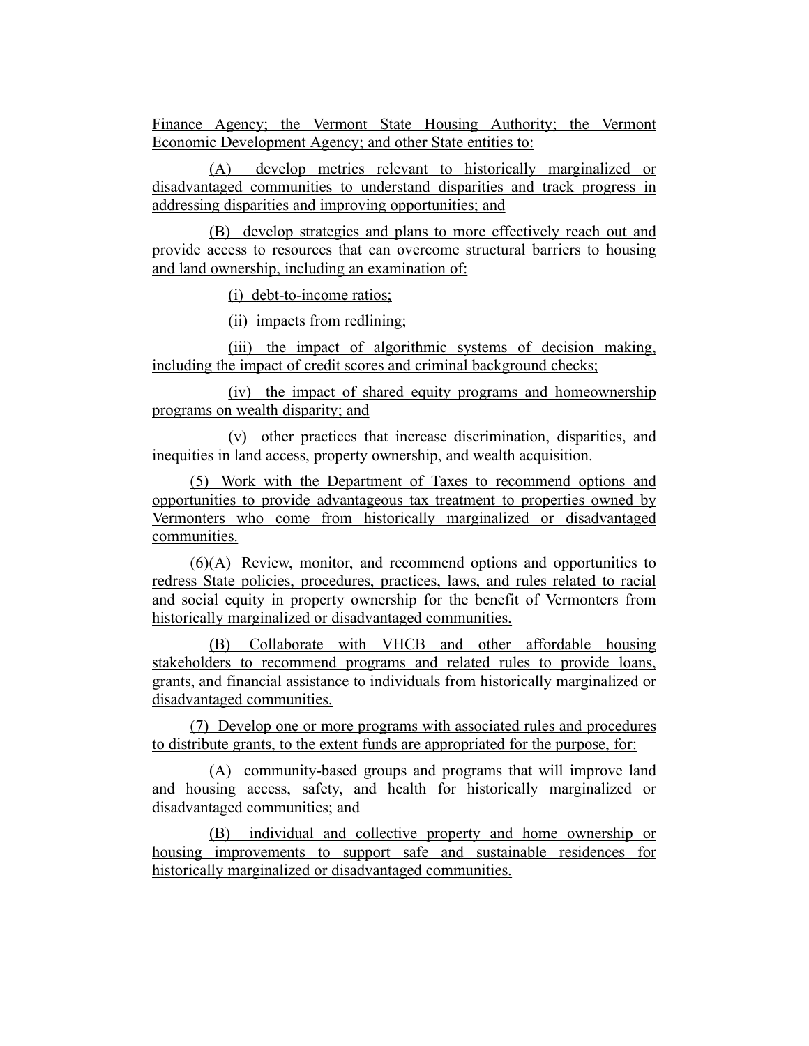Finance Agency; the Vermont State Housing Authority; the Vermont Economic Development Agency; and other State entities to:

(A) develop metrics relevant to historically marginalized or disadvantaged communities to understand disparities and track progress in addressing disparities and improving opportunities; and

(B) develop strategies and plans to more effectively reach out and provide access to resources that can overcome structural barriers to housing and land ownership, including an examination of:

(i) debt-to-income ratios;

(ii) impacts from redlining;

(iii) the impact of algorithmic systems of decision making, including the impact of credit scores and criminal background checks;

(iv) the impact of shared equity programs and homeownership programs on wealth disparity; and

(v) other practices that increase discrimination, disparities, and inequities in land access, property ownership, and wealth acquisition.

(5) Work with the Department of Taxes to recommend options and opportunities to provide advantageous tax treatment to properties owned by Vermonters who come from historically marginalized or disadvantaged communities.

(6)(A) Review, monitor, and recommend options and opportunities to redress State policies, procedures, practices, laws, and rules related to racial and social equity in property ownership for the benefit of Vermonters from historically marginalized or disadvantaged communities.

(B) Collaborate with VHCB and other affordable housing stakeholders to recommend programs and related rules to provide loans, grants, and financial assistance to individuals from historically marginalized or disadvantaged communities.

(7) Develop one or more programs with associated rules and procedures to distribute grants, to the extent funds are appropriated for the purpose, for:

(A) community-based groups and programs that will improve land and housing access, safety, and health for historically marginalized or disadvantaged communities; and

(B) individual and collective property and home ownership or housing improvements to support safe and sustainable residences for historically marginalized or disadvantaged communities.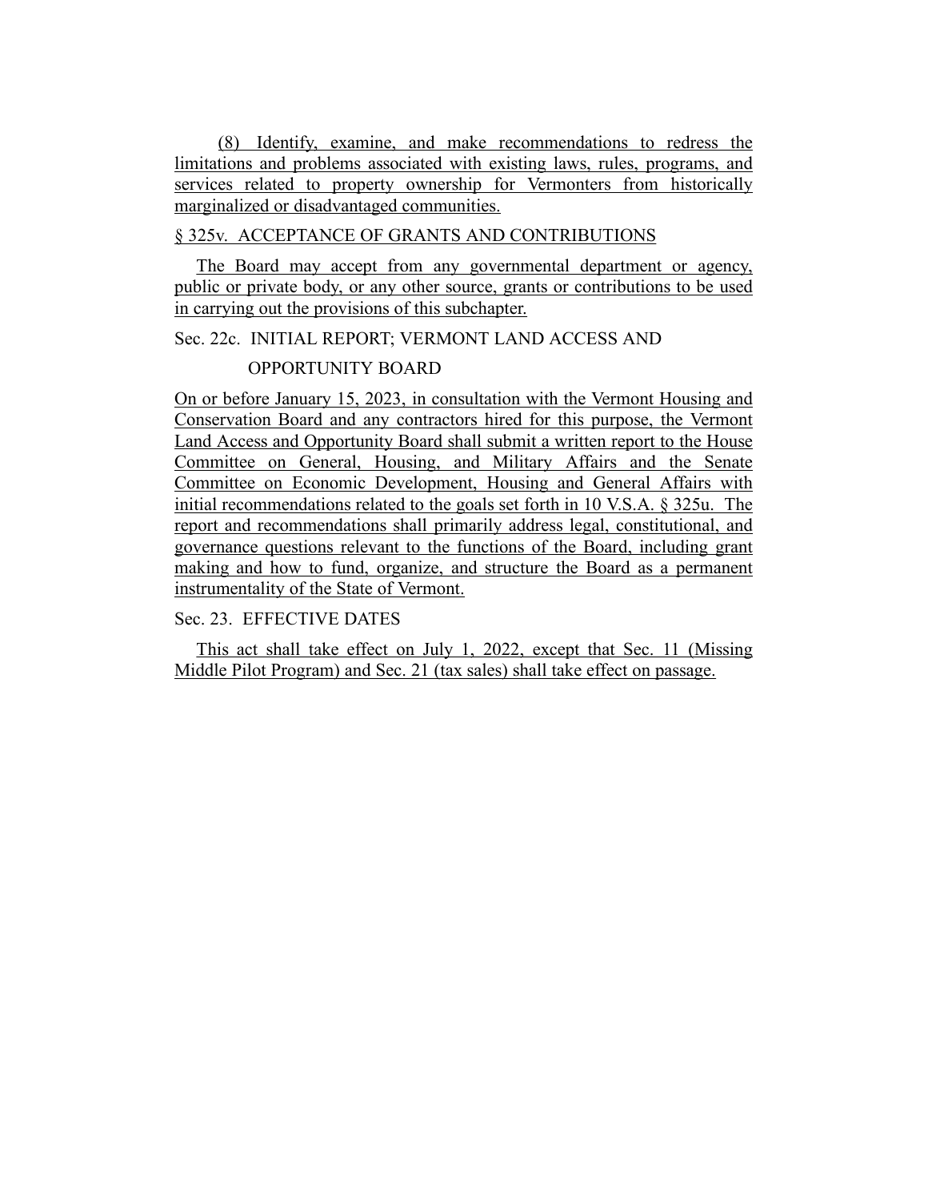(8) Identify, examine, and make recommendations to redress the limitations and problems associated with existing laws, rules, programs, and services related to property ownership for Vermonters from historically marginalized or disadvantaged communities.

§ 325v. ACCEPTANCE OF GRANTS AND CONTRIBUTIONS

The Board may accept from any governmental department or agency, public or private body, or any other source, grants or contributions to be used in carrying out the provisions of this subchapter.

Sec. 22c. INITIAL REPORT; VERMONT LAND ACCESS AND OPPORTUNITY BOARD

On or before January 15, 2023, in consultation with the Vermont Housing and Conservation Board and any contractors hired for this purpose, the Vermont Land Access and Opportunity Board shall submit a written report to the House Committee on General, Housing, and Military Affairs and the Senate Committee on Economic Development, Housing and General Affairs with initial recommendations related to the goals set forth in 10 V.S.A. § 325u. The report and recommendations shall primarily address legal, constitutional, and governance questions relevant to the functions of the Board, including grant making and how to fund, organize, and structure the Board as a permanent instrumentality of the State of Vermont.

Sec. 23. EFFECTIVE DATES

This act shall take effect on July 1, 2022, except that Sec. 11 (Missing Middle Pilot Program) and Sec. 21 (tax sales) shall take effect on passage.